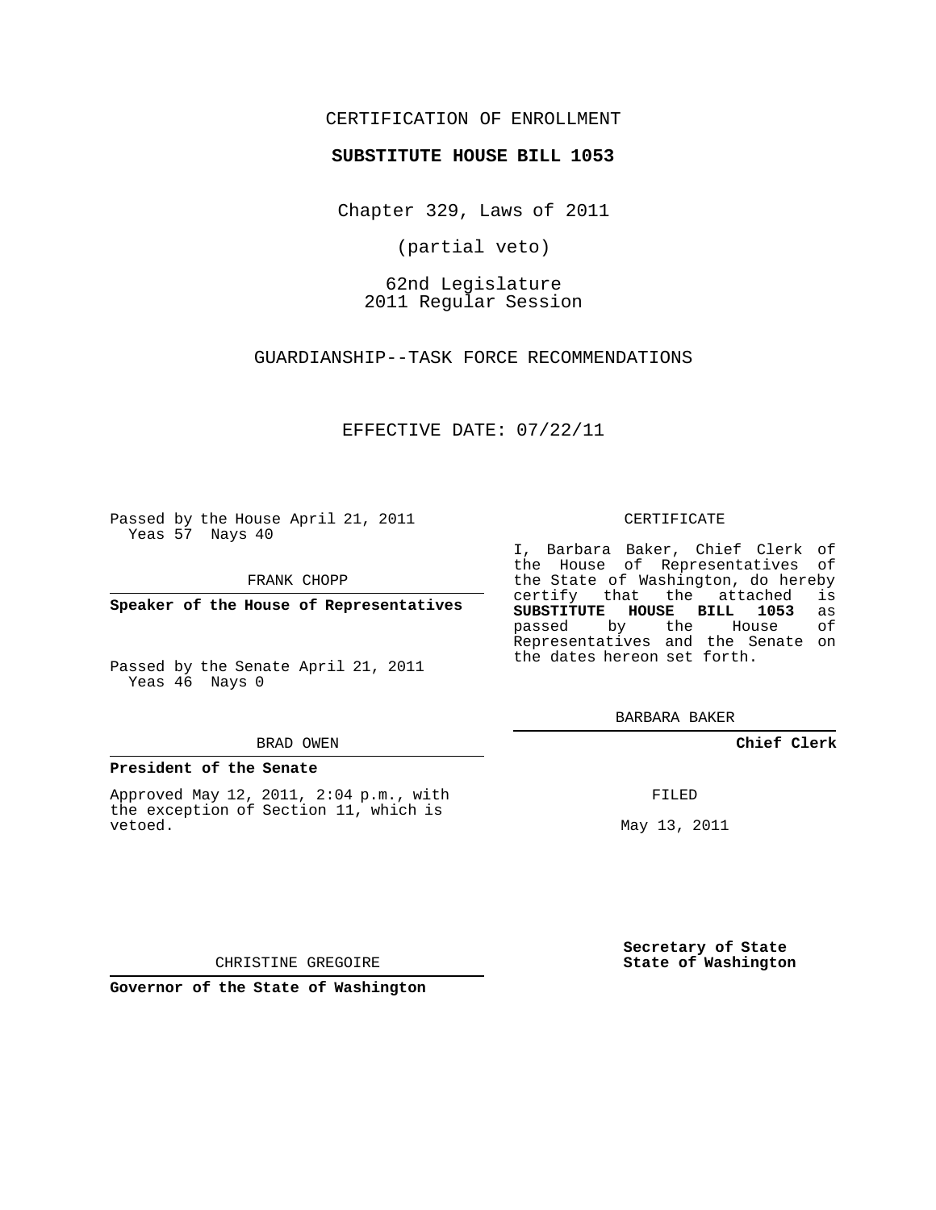CERTIFICATION OF ENROLLMENT

**SUBSTITUTE HOUSE BILL 1053**

Chapter 329, Laws of 2011

(partial veto)

62nd Legislature
2011 Regular Session

GUARDIANSHIP--TASK FORCE RECOMMENDATIONS

EFFECTIVE DATE: 07/22/11

Passed by the House April 21, 2011
Yeas 57 Nays 40

FRANK CHOPP

**Speaker of the House of Representatives**

Passed by the Senate April 21, 2011
Yeas 46 Nays 0

BRAD OWEN

**President of the Senate**

Approved May 12, 2011, 2:04 p.m., with the exception of Section 11, which is vetoed.

CHRISTINE GREGOIRE

**Governor of the State of Washington**

CERTIFICATE

I, Barbara Baker, Chief Clerk of the House of Representatives of the State of Washington, do hereby certify that the attached is **SUBSTITUTE HOUSE BILL 1053** as passed by the House of Representatives and the Senate on the dates hereon set forth.

BARBARA BAKER

**Chief Clerk**

FILED

May 13, 2011

**Secretary of State**
**State of Washington**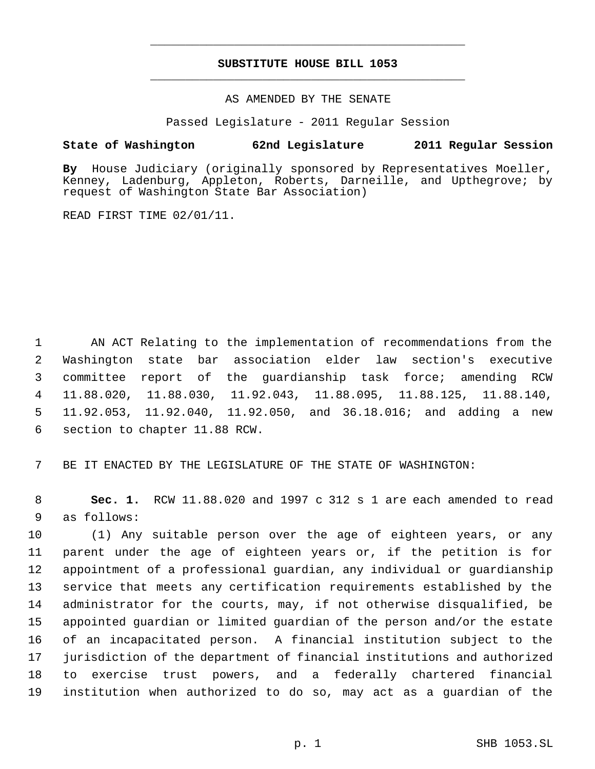# SUBSTITUTE HOUSE BILL 1053

AS AMENDED BY THE SENATE

Passed Legislature - 2011 Regular Session

**State of Washington 62nd Legislature 2011 Regular Session**

**By** House Judiciary (originally sponsored by Representatives Moeller, Kenney, Ladenburg, Appleton, Roberts, Darneille, and Upthegrove; by request of Washington State Bar Association)

READ FIRST TIME 02/01/11.

AN ACT Relating to the implementation of recommendations from the Washington state bar association elder law section's executive committee report of the guardianship task force; amending RCW 11.88.020, 11.88.030, 11.92.043, 11.88.095, 11.88.125, 11.88.140, 11.92.053, 11.92.040, 11.92.050, and 36.18.016; and adding a new section to chapter 11.88 RCW.

BE IT ENACTED BY THE LEGISLATURE OF THE STATE OF WASHINGTON:

**Sec. 1.** RCW 11.88.020 and 1997 c 312 s 1 are each amended to read as follows:

(1) Any suitable person over the age of eighteen years, or any parent under the age of eighteen years or, if the petition is for appointment of a professional guardian, any individual or guardianship service that meets any certification requirements established by the administrator for the courts, may, if not otherwise disqualified, be appointed guardian or limited guardian of the person and/or the estate of an incapacitated person. A financial institution subject to the jurisdiction of the department of financial institutions and authorized to exercise trust powers, and a federally chartered financial institution when authorized to do so, may act as a guardian of the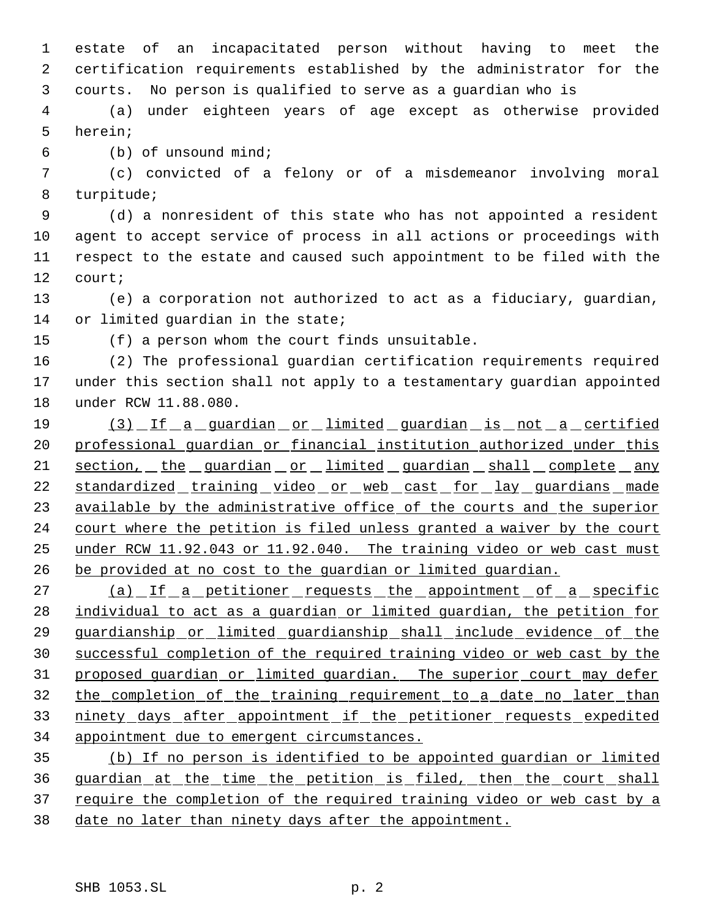estate of an incapacitated person without having to meet the certification requirements established by the administrator for the courts. No person is qualified to serve as a guardian who is

(a) under eighteen years of age except as otherwise provided herein;

(b) of unsound mind;

(c) convicted of a felony or of a misdemeanor involving moral turpitude;

(d) a nonresident of this state who has not appointed a resident agent to accept service of process in all actions or proceedings with respect to the estate and caused such appointment to be filed with the court;

(e) a corporation not authorized to act as a fiduciary, guardian, or limited guardian in the state;

(f) a person whom the court finds unsuitable.

(2) The professional guardian certification requirements required under this section shall not apply to a testamentary guardian appointed under RCW 11.88.080.

<u>(3) If a guardian or limited guardian is not a certified professional guardian or financial institution authorized under this section, the guardian or limited guardian shall complete any standardized training video or web cast for lay guardians made available by the administrative office of the courts and the superior court where the petition is filed unless granted a waiver by the court under RCW 11.92.043 or 11.92.040. The training video or web cast must be provided at no cost to the guardian or limited guardian.</u>

<u>(a) If a petitioner requests the appointment of a specific individual to act as a guardian or limited guardian, the petition for guardianship or limited guardianship shall include evidence of the successful completion of the required training video or web cast by the proposed guardian or limited guardian. The superior court may defer the completion of the training requirement to a date no later than ninety days after appointment if the petitioner requests expedited appointment due to emergent circumstances.</u>

<u>(b) If no person is identified to be appointed guardian or limited guardian at the time the petition is filed, then the court shall require the completion of the required training video or web cast by a date no later than ninety days after the appointment.</u>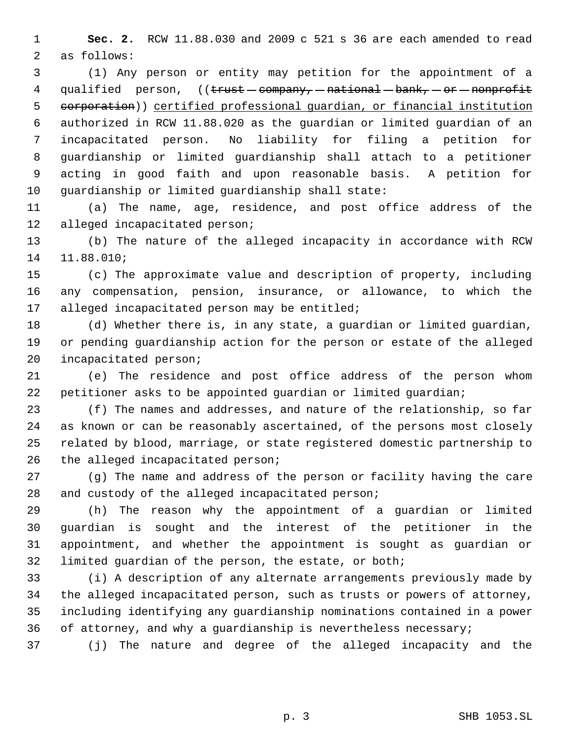**Sec. 2.** RCW 11.88.030 and 2009 c 521 s 36 are each amended to read as follows:

(1) Any person or entity may petition for the appointment of a qualified person, ((~~trust company, national bank, or nonprofit corporation~~)) <u>certified professional guardian, or financial institution</u> authorized in RCW 11.88.020 as the guardian or limited guardian of an incapacitated person. No liability for filing a petition for guardianship or limited guardianship shall attach to a petitioner acting in good faith and upon reasonable basis. A petition for guardianship or limited guardianship shall state:

(a) The name, age, residence, and post office address of the alleged incapacitated person;

(b) The nature of the alleged incapacity in accordance with RCW 11.88.010;

(c) The approximate value and description of property, including any compensation, pension, insurance, or allowance, to which the alleged incapacitated person may be entitled;

(d) Whether there is, in any state, a guardian or limited guardian, or pending guardianship action for the person or estate of the alleged incapacitated person;

(e) The residence and post office address of the person whom petitioner asks to be appointed guardian or limited guardian;

(f) The names and addresses, and nature of the relationship, so far as known or can be reasonably ascertained, of the persons most closely related by blood, marriage, or state registered domestic partnership to the alleged incapacitated person;

(g) The name and address of the person or facility having the care and custody of the alleged incapacitated person;

(h) The reason why the appointment of a guardian or limited guardian is sought and the interest of the petitioner in the appointment, and whether the appointment is sought as guardian or limited guardian of the person, the estate, or both;

(i) A description of any alternate arrangements previously made by the alleged incapacitated person, such as trusts or powers of attorney, including identifying any guardianship nominations contained in a power of attorney, and why a guardianship is nevertheless necessary;

(j) The nature and degree of the alleged incapacity and the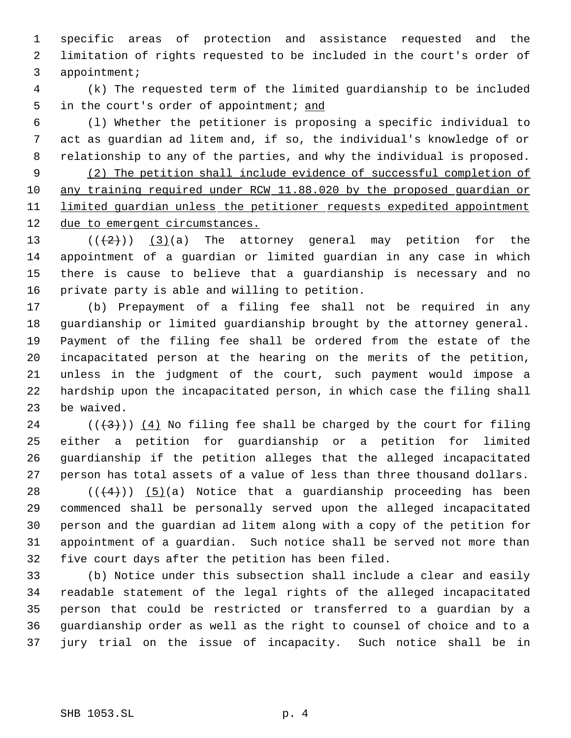specific areas of protection and assistance requested and the limitation of rights requested to be included in the court's order of appointment;

(k) The requested term of the limited guardianship to be included in the court's order of appointment; and

(l) Whether the petitioner is proposing a specific individual to act as guardian ad litem and, if so, the individual's knowledge of or relationship to any of the parties, and why the individual is proposed.

(2) The petition shall include evidence of successful completion of any training required under RCW 11.88.020 by the proposed guardian or limited guardian unless the petitioner requests expedited appointment due to emergent circumstances.

(((2))) (3)(a) The attorney general may petition for the appointment of a guardian or limited guardian in any case in which there is cause to believe that a guardianship is necessary and no private party is able and willing to petition.

(b) Prepayment of a filing fee shall not be required in any guardianship or limited guardianship brought by the attorney general. Payment of the filing fee shall be ordered from the estate of the incapacitated person at the hearing on the merits of the petition, unless in the judgment of the court, such payment would impose a hardship upon the incapacitated person, in which case the filing shall be waived.

(((3))) (4) No filing fee shall be charged by the court for filing either a petition for guardianship or a petition for limited guardianship if the petition alleges that the alleged incapacitated person has total assets of a value of less than three thousand dollars.

(((4))) (5)(a) Notice that a guardianship proceeding has been commenced shall be personally served upon the alleged incapacitated person and the guardian ad litem along with a copy of the petition for appointment of a guardian. Such notice shall be served not more than five court days after the petition has been filed.

(b) Notice under this subsection shall include a clear and easily readable statement of the legal rights of the alleged incapacitated person that could be restricted or transferred to a guardian by a guardianship order as well as the right to counsel of choice and to a jury trial on the issue of incapacity. Such notice shall be in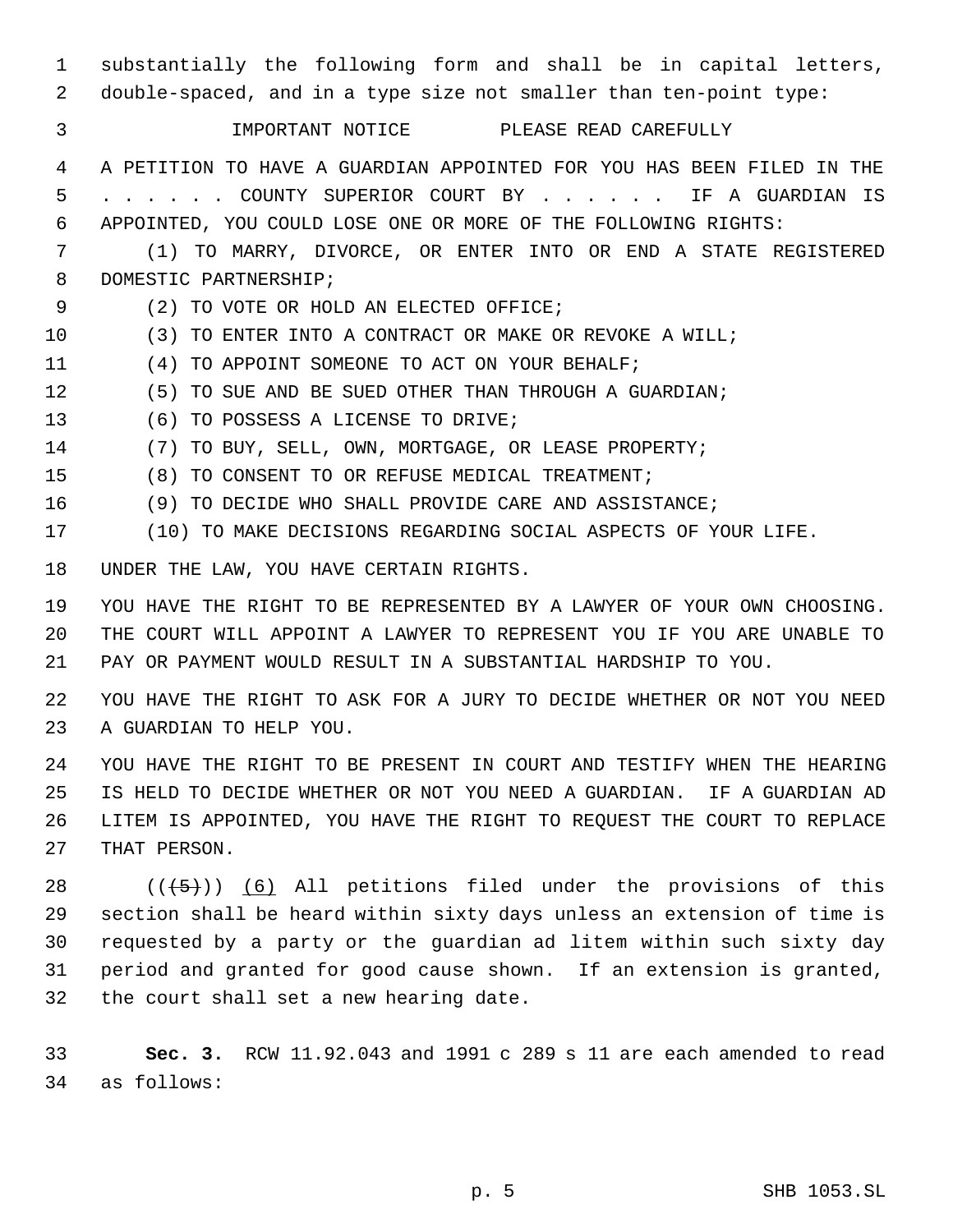substantially the following form and shall be in capital letters, double-spaced, and in a type size not smaller than ten-point type:

IMPORTANT NOTICE PLEASE READ CAREFULLY

A PETITION TO HAVE A GUARDIAN APPOINTED FOR YOU HAS BEEN FILED IN THE . . . . . . COUNTY SUPERIOR COURT BY . . . . . . IF A GUARDIAN IS APPOINTED, YOU COULD LOSE ONE OR MORE OF THE FOLLOWING RIGHTS:

(1) TO MARRY, DIVORCE, OR ENTER INTO OR END A STATE REGISTERED DOMESTIC PARTNERSHIP;

(2) TO VOTE OR HOLD AN ELECTED OFFICE;

(3) TO ENTER INTO A CONTRACT OR MAKE OR REVOKE A WILL;

(4) TO APPOINT SOMEONE TO ACT ON YOUR BEHALF;

(5) TO SUE AND BE SUED OTHER THAN THROUGH A GUARDIAN;

(6) TO POSSESS A LICENSE TO DRIVE;

(7) TO BUY, SELL, OWN, MORTGAGE, OR LEASE PROPERTY;

(8) TO CONSENT TO OR REFUSE MEDICAL TREATMENT;

(9) TO DECIDE WHO SHALL PROVIDE CARE AND ASSISTANCE;

(10) TO MAKE DECISIONS REGARDING SOCIAL ASPECTS OF YOUR LIFE.

UNDER THE LAW, YOU HAVE CERTAIN RIGHTS.

YOU HAVE THE RIGHT TO BE REPRESENTED BY A LAWYER OF YOUR OWN CHOOSING. THE COURT WILL APPOINT A LAWYER TO REPRESENT YOU IF YOU ARE UNABLE TO PAY OR PAYMENT WOULD RESULT IN A SUBSTANTIAL HARDSHIP TO YOU.

YOU HAVE THE RIGHT TO ASK FOR A JURY TO DECIDE WHETHER OR NOT YOU NEED A GUARDIAN TO HELP YOU.

YOU HAVE THE RIGHT TO BE PRESENT IN COURT AND TESTIFY WHEN THE HEARING IS HELD TO DECIDE WHETHER OR NOT YOU NEED A GUARDIAN. IF A GUARDIAN AD LITEM IS APPOINTED, YOU HAVE THE RIGHT TO REQUEST THE COURT TO REPLACE THAT PERSON.

((~~(5)~~)) (6) All petitions filed under the provisions of this section shall be heard within sixty days unless an extension of time is requested by a party or the guardian ad litem within such sixty day period and granted for good cause shown. If an extension is granted, the court shall set a new hearing date.

**Sec. 3.** RCW 11.92.043 and 1991 c 289 s 11 are each amended to read as follows: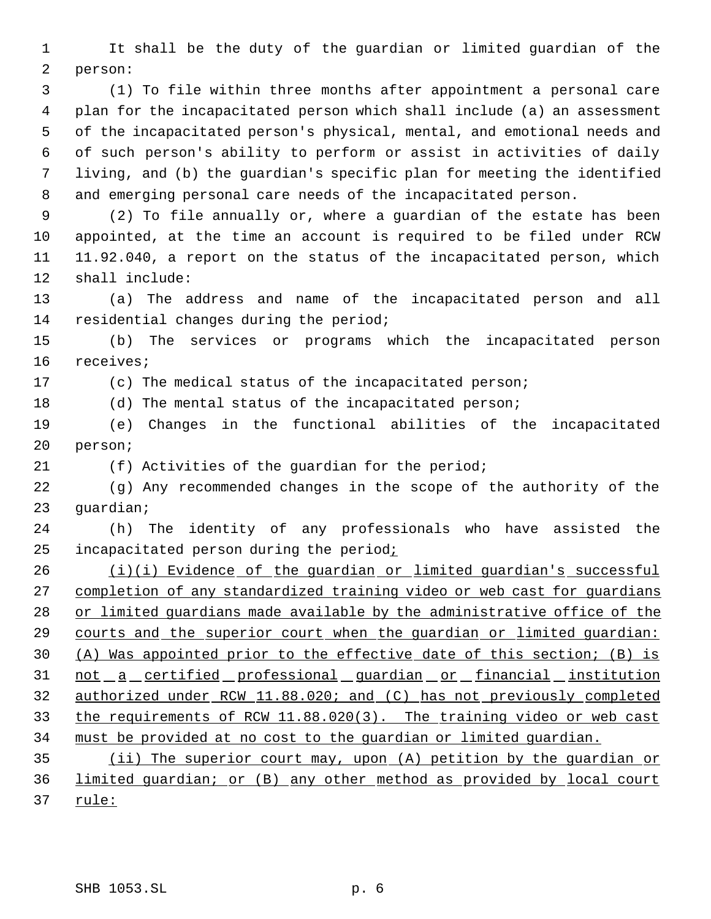It shall be the duty of the guardian or limited guardian of the person:

(1) To file within three months after appointment a personal care plan for the incapacitated person which shall include (a) an assessment of the incapacitated person's physical, mental, and emotional needs and of such person's ability to perform or assist in activities of daily living, and (b) the guardian's specific plan for meeting the identified and emerging personal care needs of the incapacitated person.

(2) To file annually or, where a guardian of the estate has been appointed, at the time an account is required to be filed under RCW 11.92.040, a report on the status of the incapacitated person, which shall include:

(a) The address and name of the incapacitated person and all residential changes during the period;

(b) The services or programs which the incapacitated person receives;

(c) The medical status of the incapacitated person;

(d) The mental status of the incapacitated person;

(e) Changes in the functional abilities of the incapacitated person;

(f) Activities of the guardian for the period;

(g) Any recommended changes in the scope of the authority of the guardian;

(h) The identity of any professionals who have assisted the incapacitated person during the period;

(i)(i) Evidence of the guardian or limited guardian's successful completion of any standardized training video or web cast for guardians or limited guardians made available by the administrative office of the courts and the superior court when the guardian or limited guardian: (A) Was appointed prior to the effective date of this section; (B) is not a certified professional guardian or financial institution authorized under RCW 11.88.020; and (C) has not previously completed the requirements of RCW 11.88.020(3). The training video or web cast must be provided at no cost to the guardian or limited guardian.

(ii) The superior court may, upon (A) petition by the guardian or limited guardian; or (B) any other method as provided by local court rule: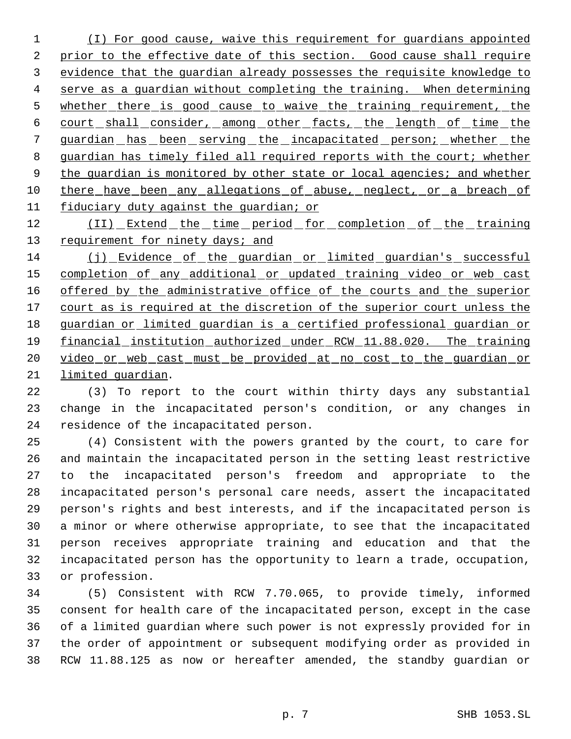(I) For good cause, waive this requirement for guardians appointed prior to the effective date of this section. Good cause shall require evidence that the guardian already possesses the requisite knowledge to serve as a guardian without completing the training. When determining whether there is good cause to waive the training requirement, the court shall consider, among other facts, the length of time the guardian has been serving the incapacitated person; whether the guardian has timely filed all required reports with the court; whether the guardian is monitored by other state or local agencies; and whether there have been any allegations of abuse, neglect, or a breach of fiduciary duty against the guardian; or

(II) Extend the time period for completion of the training requirement for ninety days; and

(j) Evidence of the guardian or limited guardian's successful completion of any additional or updated training video or web cast offered by the administrative office of the courts and the superior court as is required at the discretion of the superior court unless the guardian or limited guardian is a certified professional guardian or financial institution authorized under RCW 11.88.020. The training video or web cast must be provided at no cost to the guardian or limited guardian.

(3) To report to the court within thirty days any substantial change in the incapacitated person's condition, or any changes in residence of the incapacitated person.

(4) Consistent with the powers granted by the court, to care for and maintain the incapacitated person in the setting least restrictive to the incapacitated person's freedom and appropriate to the incapacitated person's personal care needs, assert the incapacitated person's rights and best interests, and if the incapacitated person is a minor or where otherwise appropriate, to see that the incapacitated person receives appropriate training and education and that the incapacitated person has the opportunity to learn a trade, occupation, or profession.

(5) Consistent with RCW 7.70.065, to provide timely, informed consent for health care of the incapacitated person, except in the case of a limited guardian where such power is not expressly provided for in the order of appointment or subsequent modifying order as provided in RCW 11.88.125 as now or hereafter amended, the standby guardian or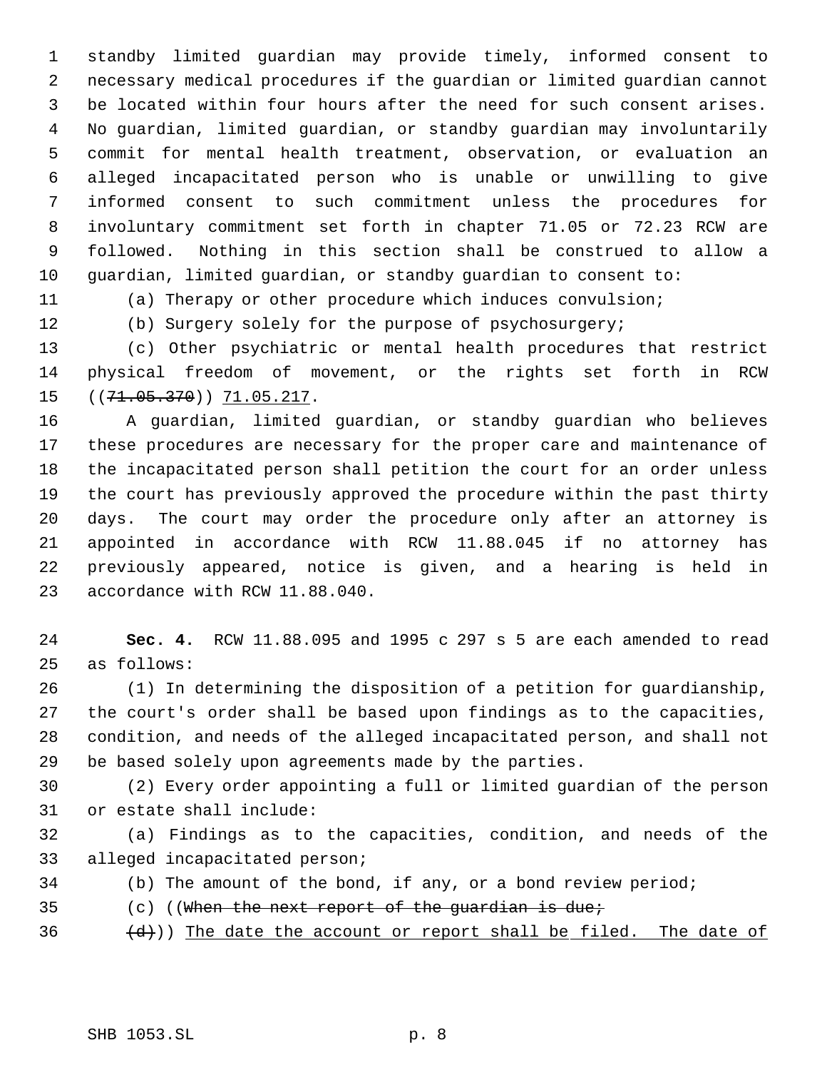standby limited guardian may provide timely, informed consent to necessary medical procedures if the guardian or limited guardian cannot be located within four hours after the need for such consent arises. No guardian, limited guardian, or standby guardian may involuntarily commit for mental health treatment, observation, or evaluation an alleged incapacitated person who is unable or unwilling to give informed consent to such commitment unless the procedures for involuntary commitment set forth in chapter 71.05 or 72.23 RCW are followed. Nothing in this section shall be construed to allow a guardian, limited guardian, or standby guardian to consent to:

(a) Therapy or other procedure which induces convulsion;

(b) Surgery solely for the purpose of psychosurgery;

(c) Other psychiatric or mental health procedures that restrict physical freedom of movement, or the rights set forth in RCW ((~~71.05.370~~)) 71.05.217.

A guardian, limited guardian, or standby guardian who believes these procedures are necessary for the proper care and maintenance of the incapacitated person shall petition the court for an order unless the court has previously approved the procedure within the past thirty days. The court may order the procedure only after an attorney is appointed in accordance with RCW 11.88.045 if no attorney has previously appeared, notice is given, and a hearing is held in accordance with RCW 11.88.040.

**Sec. 4.** RCW 11.88.095 and 1995 c 297 s 5 are each amended to read as follows:

(1) In determining the disposition of a petition for guardianship, the court's order shall be based upon findings as to the capacities, condition, and needs of the alleged incapacitated person, and shall not be based solely upon agreements made by the parties.

(2) Every order appointing a full or limited guardian of the person or estate shall include:

(a) Findings as to the capacities, condition, and needs of the alleged incapacitated person;

(b) The amount of the bond, if any, or a bond review period;

(c) ((~~When the next report of the guardian is due;~~

~~(d)~~)) The date the account or report shall be filed. The date of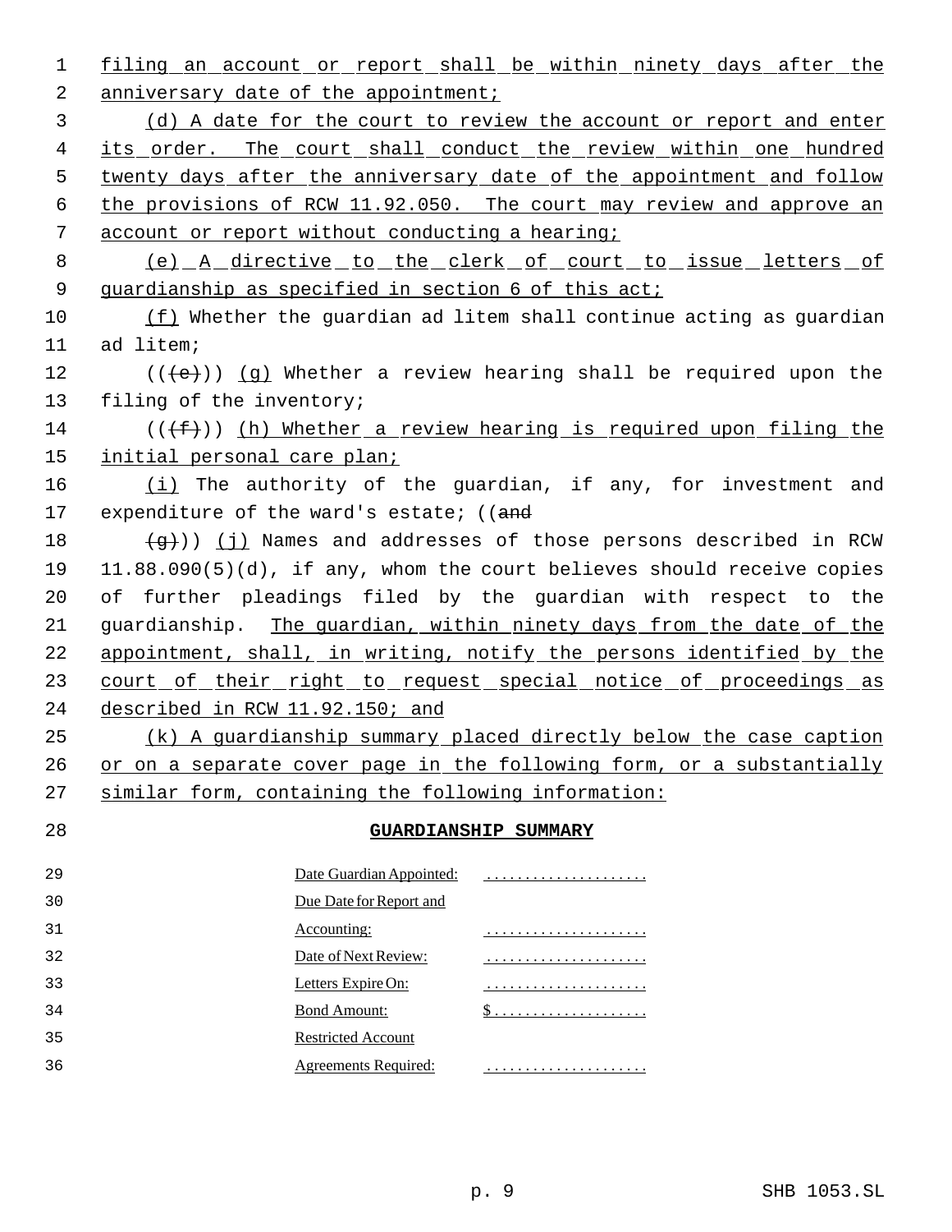filing an account or report shall be within ninety days after the anniversary date of the appointment;

(d) A date for the court to review the account or report and enter its order. The court shall conduct the review within one hundred twenty days after the anniversary date of the appointment and follow the provisions of RCW 11.92.050. The court may review and approve an account or report without conducting a hearing;

(e) A directive to the clerk of court to issue letters of guardianship as specified in section 6 of this act;

(f) Whether the guardian ad litem shall continue acting as guardian ad litem;

(((e))) (g) Whether a review hearing shall be required upon the filing of the inventory;

(((f))) (h) Whether a review hearing is required upon filing the initial personal care plan;

(i) The authority of the guardian, if any, for investment and expenditure of the ward's estate; ((and

(g))) (j) Names and addresses of those persons described in RCW 11.88.090(5)(d), if any, whom the court believes should receive copies of further pleadings filed by the guardian with respect to the guardianship. The guardian, within ninety days from the date of the appointment, shall, in writing, notify the persons identified by the court of their right to request special notice of proceedings as described in RCW 11.92.150; and

(k) A guardianship summary placed directly below the case caption or on a separate cover page in the following form, or a substantially similar form, containing the following information:

**GUARDIANSHIP SUMMARY**

| | |
|---|---|
| Date Guardian Appointed: | ..................... |
| Due Date for Report and Accounting: | ..................... |
| Date of Next Review: | ..................... |
| Letters Expire On: | ..................... |
| Bond Amount: | $.................... |
| Restricted Account Agreements Required: | ..................... |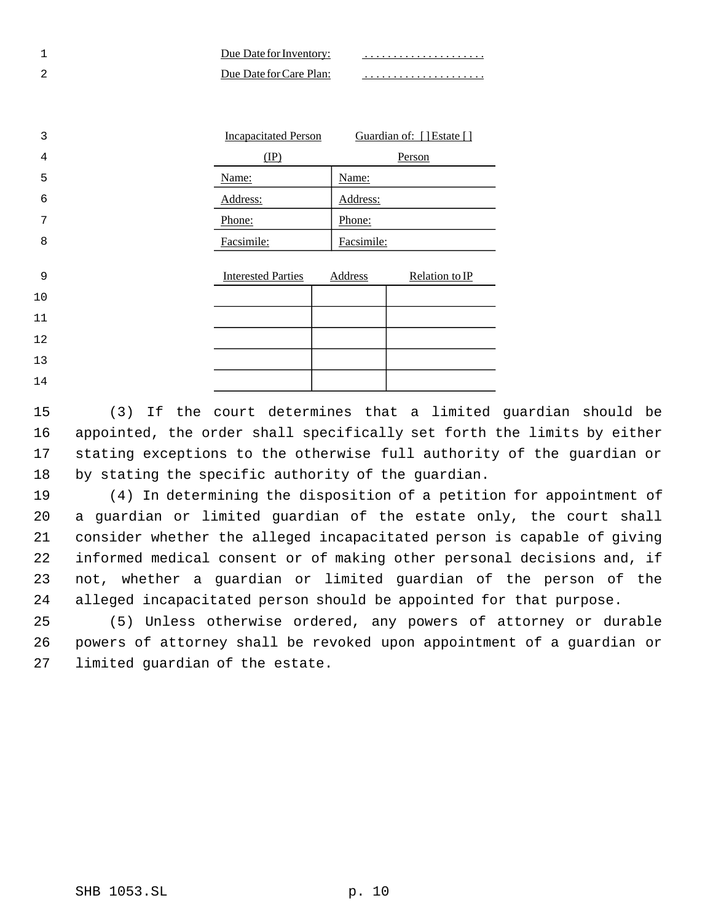Due Date for Inventory: ....................

Due Date for Care Plan: ....................

| Incapacitated Person (IP) | Guardian of: [ ] Estate [ ] Person |
| --- | --- |
| Name: | Name: |
| Address: | Address: |
| Phone: | Phone: |
| Facsimile: | Facsimile: |

| Interested Parties | Address | Relation to IP |
| --- | --- | --- |
| | | |
| | | |
| | | |
| | | |
| | | |

(3) If the court determines that a limited guardian should be appointed, the order shall specifically set forth the limits by either stating exceptions to the otherwise full authority of the guardian or by stating the specific authority of the guardian.

(4) In determining the disposition of a petition for appointment of a guardian or limited guardian of the estate only, the court shall consider whether the alleged incapacitated person is capable of giving informed medical consent or of making other personal decisions and, if not, whether a guardian or limited guardian of the person of the alleged incapacitated person should be appointed for that purpose.

(5) Unless otherwise ordered, any powers of attorney or durable powers of attorney shall be revoked upon appointment of a guardian or limited guardian of the estate.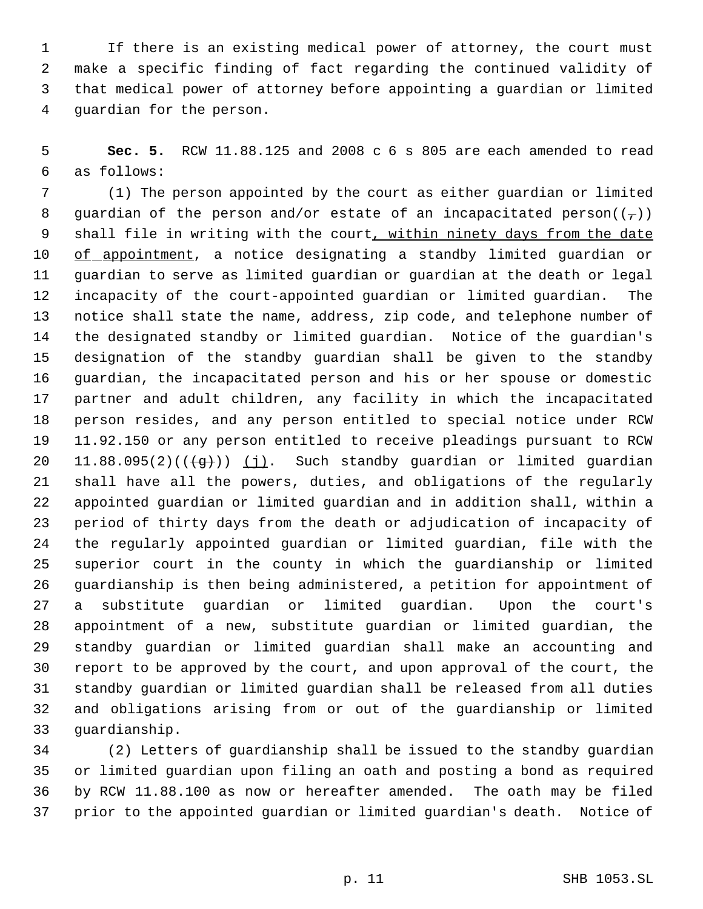If there is an existing medical power of attorney, the court must make a specific finding of fact regarding the continued validity of that medical power of attorney before appointing a guardian or limited guardian for the person.

**Sec. 5.** RCW 11.88.125 and 2008 c 6 s 805 are each amended to read as follows:

(1) The person appointed by the court as either guardian or limited guardian of the person and/or estate of an incapacitated person((,)) shall file in writing with the court, within ninety days from the date of appointment, a notice designating a standby limited guardian or guardian to serve as limited guardian or guardian at the death or legal incapacity of the court-appointed guardian or limited guardian. The notice shall state the name, address, zip code, and telephone number of the designated standby or limited guardian. Notice of the guardian's designation of the standby guardian shall be given to the standby guardian, the incapacitated person and his or her spouse or domestic partner and adult children, any facility in which the incapacitated person resides, and any person entitled to special notice under RCW 11.92.150 or any person entitled to receive pleadings pursuant to RCW 11.88.095(2)((~~(g)~~)) (j). Such standby guardian or limited guardian shall have all the powers, duties, and obligations of the regularly appointed guardian or limited guardian and in addition shall, within a period of thirty days from the death or adjudication of incapacity of the regularly appointed guardian or limited guardian, file with the superior court in the county in which the guardianship or limited guardianship is then being administered, a petition for appointment of a substitute guardian or limited guardian. Upon the court's appointment of a new, substitute guardian or limited guardian, the standby guardian or limited guardian shall make an accounting and report to be approved by the court, and upon approval of the court, the standby guardian or limited guardian shall be released from all duties and obligations arising from or out of the guardianship or limited guardianship.

(2) Letters of guardianship shall be issued to the standby guardian or limited guardian upon filing an oath and posting a bond as required by RCW 11.88.100 as now or hereafter amended. The oath may be filed prior to the appointed guardian or limited guardian's death. Notice of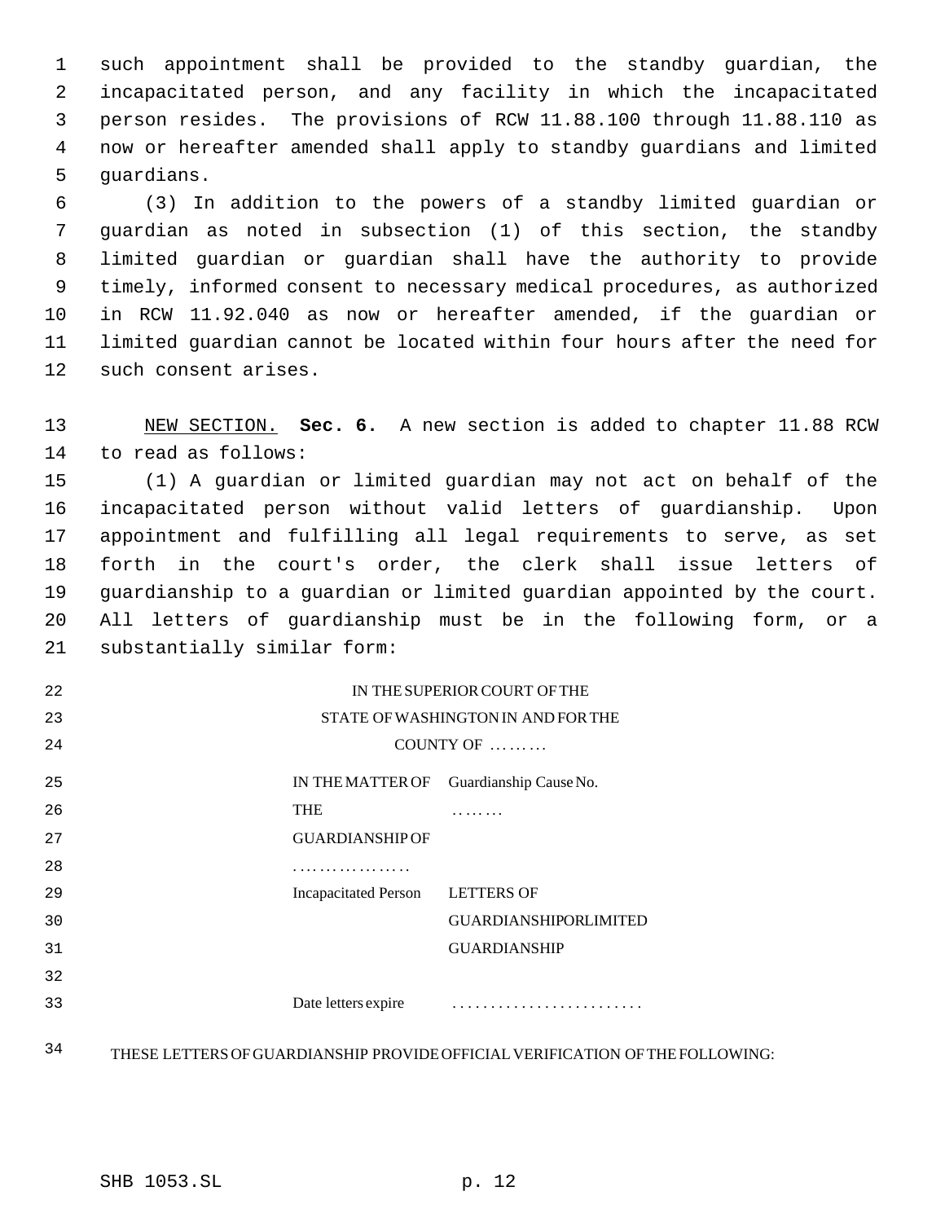such appointment shall be provided to the standby guardian, the incapacitated person, and any facility in which the incapacitated person resides. The provisions of RCW 11.88.100 through 11.88.110 as now or hereafter amended shall apply to standby guardians and limited guardians.

(3) In addition to the powers of a standby limited guardian or guardian as noted in subsection (1) of this section, the standby limited guardian or guardian shall have the authority to provide timely, informed consent to necessary medical procedures, as authorized in RCW 11.92.040 as now or hereafter amended, if the guardian or limited guardian cannot be located within four hours after the need for such consent arises.

NEW SECTION. **Sec. 6.** A new section is added to chapter 11.88 RCW to read as follows:

(1) A guardian or limited guardian may not act on behalf of the incapacitated person without valid letters of guardianship. Upon appointment and fulfilling all legal requirements to serve, as set forth in the court's order, the clerk shall issue letters of guardianship to a guardian or limited guardian appointed by the court. All letters of guardianship must be in the following form, or a substantially similar form:

IN THE SUPERIOR COURT OF THE
STATE OF WASHINGTON IN AND FOR THE
COUNTY OF .........

| | |
|---|---|
| IN THE MATTER OF THE GUARDIANSHIP OF ................. | Guardianship Cause No. ........ |
| Incapacitated Person | LETTERS OF GUARDIANSHIP OR LIMITED GUARDIANSHIP |
| Date letters expire | ......................... |

THESE LETTERS OF GUARDIANSHIP PROVIDE OFFICIAL VERIFICATION OF THE FOLLOWING: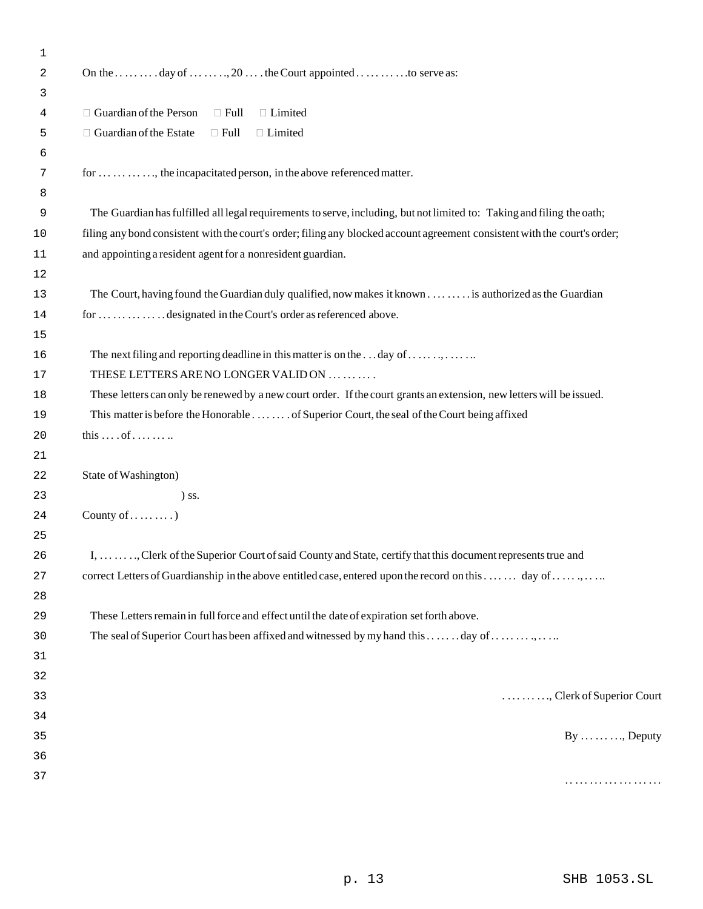On the . . . . . . . . day of . . . . . . ., 20 . . . . the Court appointed . . . . . . . . . .to serve as:

☐ Guardian of the Person ☐ Full ☐ Limited
☐ Guardian of the Estate ☐ Full ☐ Limited

for . . . . . . . . . . ., the incapacitated person, in the above referenced matter.

The Guardian has fulfilled all legal requirements to serve, including, but not limited to: Taking and filing the oath; filing any bond consistent with the court's order; filing any blocked account agreement consistent with the court's order; and appointing a resident agent for a nonresident guardian.

The Court, having found the Guardian duly qualified, now makes it known . . . . . . . . is authorized as the Guardian for . . . . . . . . . . . . . designated in the Court's order as referenced above.

The next filing and reporting deadline in this matter is on the . . . day of . . . . . . ., . . . . . ..
THESE LETTERS ARE NO LONGER VALID ON . . . . . . . . .
These letters can only be renewed by a new court order. If the court grants an extension, new letters will be issued.
This matter is before the Honorable . . . . . . . of Superior Court, the seal of the Court being affixed this . . . . of . . . . . . . ..

State of Washington)
) ss.
County of . . . . . . . . )

I, . . . . . . ., Clerk of the Superior Court of said County and State, certify that this document represents true and correct Letters of Guardianship in the above entitled case, entered upon the record on this . . . . . . day of . . . . . ., . . . ..

These Letters remain in full force and effect until the date of expiration set forth above.
The seal of Superior Court has been affixed and witnessed by my hand this . . . . . . day of . . . . . . . . ., . . . ..

. . . . . . . . ., Clerk of Superior Court

By . . . . . . . ., Deputy

. . . . . . . . . . . . . . . . . . .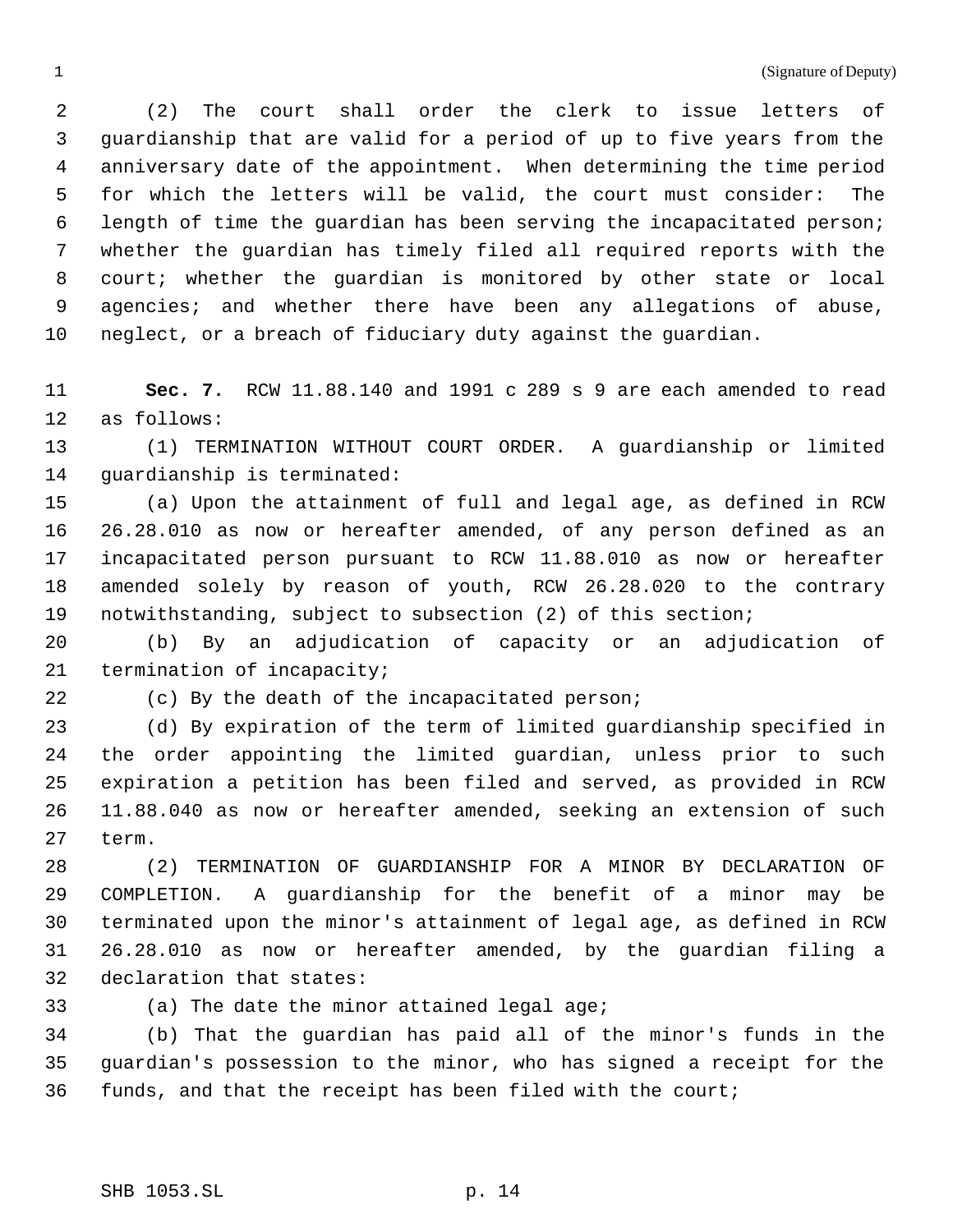(Signature of Deputy)

(2) The court shall order the clerk to issue letters of guardianship that are valid for a period of up to five years from the anniversary date of the appointment. When determining the time period for which the letters will be valid, the court must consider: The length of time the guardian has been serving the incapacitated person; whether the guardian has timely filed all required reports with the court; whether the guardian is monitored by other state or local agencies; and whether there have been any allegations of abuse, neglect, or a breach of fiduciary duty against the guardian.

**Sec. 7.** RCW 11.88.140 and 1991 c 289 s 9 are each amended to read as follows:

(1) TERMINATION WITHOUT COURT ORDER. A guardianship or limited guardianship is terminated:

(a) Upon the attainment of full and legal age, as defined in RCW 26.28.010 as now or hereafter amended, of any person defined as an incapacitated person pursuant to RCW 11.88.010 as now or hereafter amended solely by reason of youth, RCW 26.28.020 to the contrary notwithstanding, subject to subsection (2) of this section;

(b) By an adjudication of capacity or an adjudication of termination of incapacity;

(c) By the death of the incapacitated person;

(d) By expiration of the term of limited guardianship specified in the order appointing the limited guardian, unless prior to such expiration a petition has been filed and served, as provided in RCW 11.88.040 as now or hereafter amended, seeking an extension of such term.

(2) TERMINATION OF GUARDIANSHIP FOR A MINOR BY DECLARATION OF COMPLETION. A guardianship for the benefit of a minor may be terminated upon the minor's attainment of legal age, as defined in RCW 26.28.010 as now or hereafter amended, by the guardian filing a declaration that states:

(a) The date the minor attained legal age;

(b) That the guardian has paid all of the minor's funds in the guardian's possession to the minor, who has signed a receipt for the funds, and that the receipt has been filed with the court;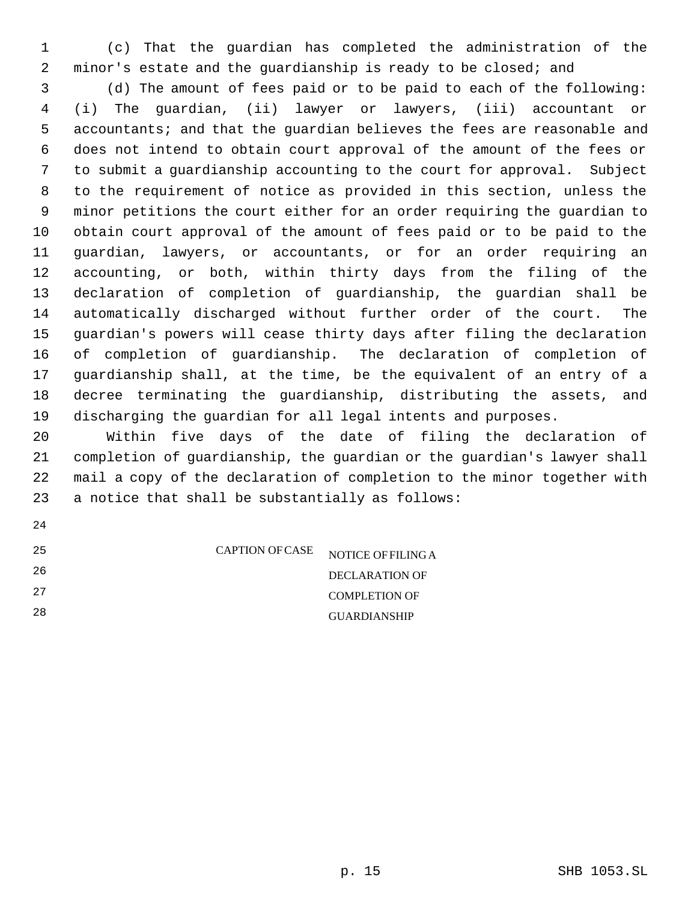(c) That the guardian has completed the administration of the minor's estate and the guardianship is ready to be closed; and

(d) The amount of fees paid or to be paid to each of the following: (i) The guardian, (ii) lawyer or lawyers, (iii) accountant or accountants; and that the guardian believes the fees are reasonable and does not intend to obtain court approval of the amount of the fees or to submit a guardianship accounting to the court for approval. Subject to the requirement of notice as provided in this section, unless the minor petitions the court either for an order requiring the guardian to obtain court approval of the amount of fees paid or to be paid to the guardian, lawyers, or accountants, or for an order requiring an accounting, or both, within thirty days from the filing of the declaration of completion of guardianship, the guardian shall be automatically discharged without further order of the court. The guardian's powers will cease thirty days after filing the declaration of completion of guardianship. The declaration of completion of guardianship shall, at the time, be the equivalent of an entry of a decree terminating the guardianship, distributing the assets, and discharging the guardian for all legal intents and purposes.

Within five days of the date of filing the declaration of completion of guardianship, the guardian or the guardian's lawyer shall mail a copy of the declaration of completion to the minor together with a notice that shall be substantially as follows:

| CAPTION OF CASE | NOTICE OF FILING A DECLARATION OF COMPLETION OF GUARDIANSHIP |
|---|---|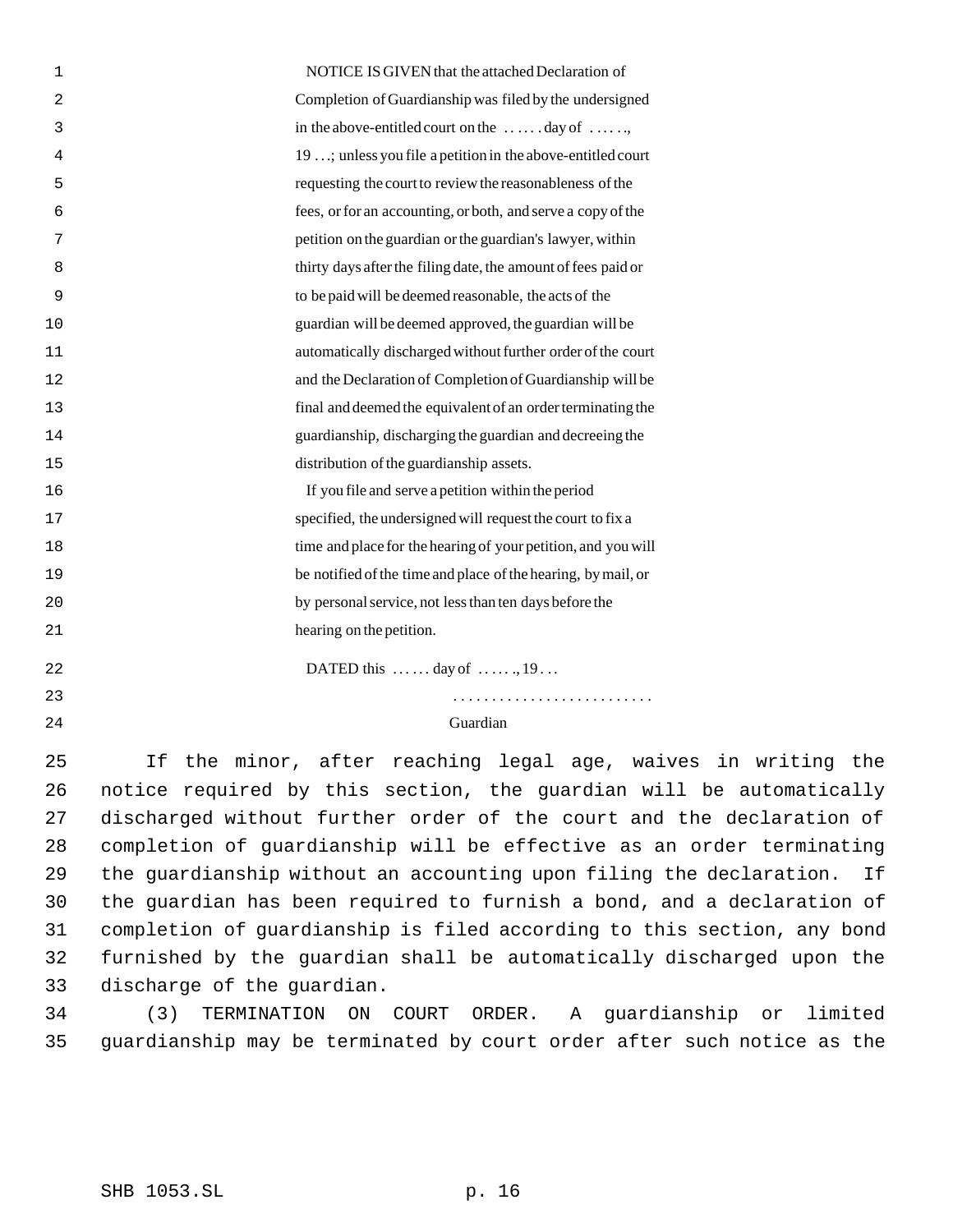NOTICE IS GIVEN that the attached Declaration of Completion of Guardianship was filed by the undersigned in the above-entitled court on the . . . . . . day of . . . . . ., 19 . . .; unless you file a petition in the above-entitled court requesting the court to review the reasonableness of the fees, or for an accounting, or both, and serve a copy of the petition on the guardian or the guardian's lawyer, within thirty days after the filing date, the amount of fees paid or to be paid will be deemed reasonable, the acts of the guardian will be deemed approved, the guardian will be automatically discharged without further order of the court and the Declaration of Completion of Guardianship will be final and deemed the equivalent of an order terminating the guardianship, discharging the guardian and decreeing the distribution of the guardianship assets.

If you file and serve a petition within the period specified, the undersigned will request the court to fix a time and place for the hearing of your petition, and you will be notified of the time and place of the hearing, by mail, or by personal service, not less than ten days before the hearing on the petition.

DATED this . . . . . . day of . . . . . ., 19 . . .

. . . . . . . . . . . . . . . . . . . . . . . . . .
Guardian

If the minor, after reaching legal age, waives in writing the notice required by this section, the guardian will be automatically discharged without further order of the court and the declaration of completion of guardianship will be effective as an order terminating the guardianship without an accounting upon filing the declaration. If the guardian has been required to furnish a bond, and a declaration of completion of guardianship is filed according to this section, any bond furnished by the guardian shall be automatically discharged upon the discharge of the guardian.

(3) TERMINATION ON COURT ORDER. A guardianship or limited guardianship may be terminated by court order after such notice as the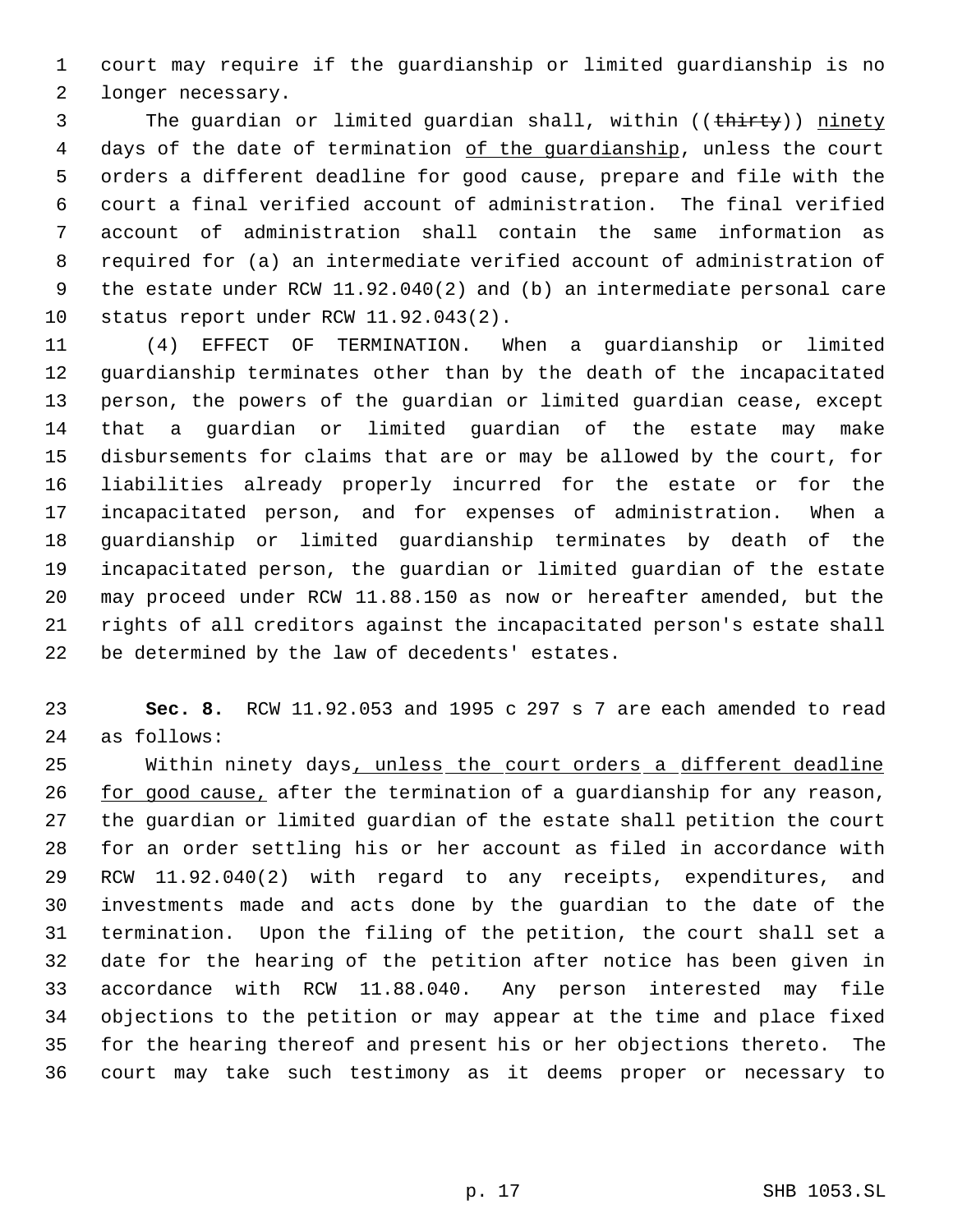court may require if the guardianship or limited guardianship is no longer necessary.

The guardian or limited guardian shall, within ((~~thirty~~)) <u>ninety</u> days of the date of termination <u>of the guardianship</u>, unless the court orders a different deadline for good cause, prepare and file with the court a final verified account of administration. The final verified account of administration shall contain the same information as required for (a) an intermediate verified account of administration of the estate under RCW 11.92.040(2) and (b) an intermediate personal care status report under RCW 11.92.043(2).

(4) EFFECT OF TERMINATION. When a guardianship or limited guardianship terminates other than by the death of the incapacitated person, the powers of the guardian or limited guardian cease, except that a guardian or limited guardian of the estate may make disbursements for claims that are or may be allowed by the court, for liabilities already properly incurred for the estate or for the incapacitated person, and for expenses of administration. When a guardianship or limited guardianship terminates by death of the incapacitated person, the guardian or limited guardian of the estate may proceed under RCW 11.88.150 as now or hereafter amended, but the rights of all creditors against the incapacitated person's estate shall be determined by the law of decedents' estates.

**Sec. 8.** RCW 11.92.053 and 1995 c 297 s 7 are each amended to read as follows:

Within ninety days<u>, unless the court orders a different deadline for good cause,</u> after the termination of a guardianship for any reason, the guardian or limited guardian of the estate shall petition the court for an order settling his or her account as filed in accordance with RCW 11.92.040(2) with regard to any receipts, expenditures, and investments made and acts done by the guardian to the date of the termination. Upon the filing of the petition, the court shall set a date for the hearing of the petition after notice has been given in accordance with RCW 11.88.040. Any person interested may file objections to the petition or may appear at the time and place fixed for the hearing thereof and present his or her objections thereto. The court may take such testimony as it deems proper or necessary to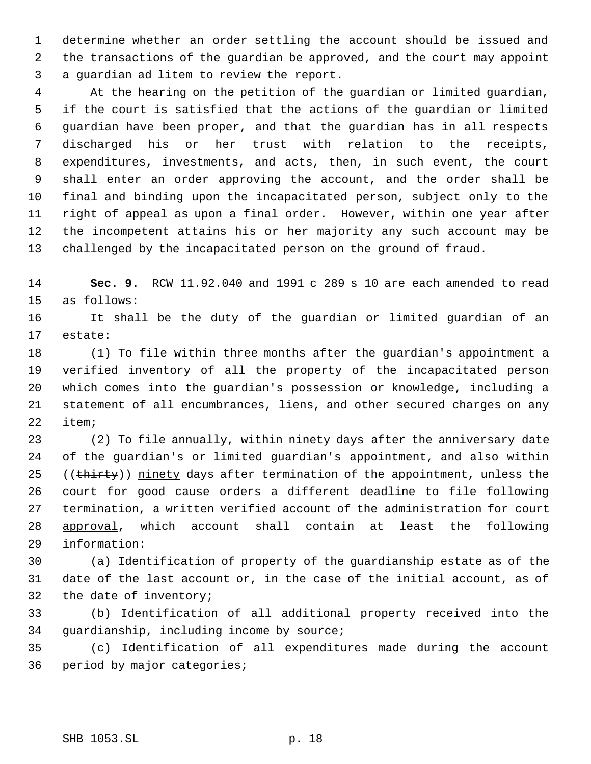determine whether an order settling the account should be issued and the transactions of the guardian be approved, and the court may appoint a guardian ad litem to review the report.

At the hearing on the petition of the guardian or limited guardian, if the court is satisfied that the actions of the guardian or limited guardian have been proper, and that the guardian has in all respects discharged his or her trust with relation to the receipts, expenditures, investments, and acts, then, in such event, the court shall enter an order approving the account, and the order shall be final and binding upon the incapacitated person, subject only to the right of appeal as upon a final order. However, within one year after the incompetent attains his or her majority any such account may be challenged by the incapacitated person on the ground of fraud.

**Sec. 9.** RCW 11.92.040 and 1991 c 289 s 10 are each amended to read as follows:

It shall be the duty of the guardian or limited guardian of an estate:

(1) To file within three months after the guardian's appointment a verified inventory of all the property of the incapacitated person which comes into the guardian's possession or knowledge, including a statement of all encumbrances, liens, and other secured charges on any item;

(2) To file annually, within ninety days after the anniversary date of the guardian's or limited guardian's appointment, and also within ((~~thirty~~)) <u>ninety</u> days after termination of the appointment, unless the court for good cause orders a different deadline to file following termination, a written verified account of the administration <u>for court approval</u>, which account shall contain at least the following information:

(a) Identification of property of the guardianship estate as of the date of the last account or, in the case of the initial account, as of the date of inventory;

(b) Identification of all additional property received into the guardianship, including income by source;

(c) Identification of all expenditures made during the account period by major categories;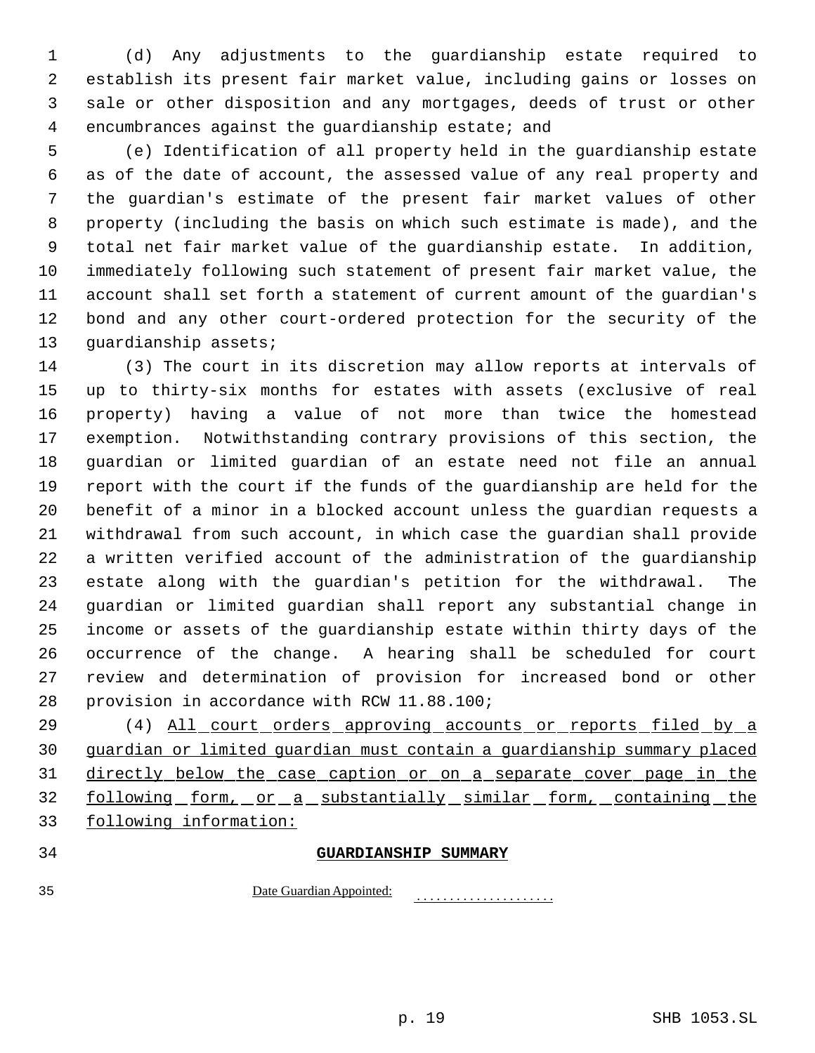(d) Any adjustments to the guardianship estate required to establish its present fair market value, including gains or losses on sale or other disposition and any mortgages, deeds of trust or other encumbrances against the guardianship estate; and

(e) Identification of all property held in the guardianship estate as of the date of account, the assessed value of any real property and the guardian's estimate of the present fair market values of other property (including the basis on which such estimate is made), and the total net fair market value of the guardianship estate. In addition, immediately following such statement of present fair market value, the account shall set forth a statement of current amount of the guardian's bond and any other court-ordered protection for the security of the guardianship assets;

(3) The court in its discretion may allow reports at intervals of up to thirty-six months for estates with assets (exclusive of real property) having a value of not more than twice the homestead exemption. Notwithstanding contrary provisions of this section, the guardian or limited guardian of an estate need not file an annual report with the court if the funds of the guardianship are held for the benefit of a minor in a blocked account unless the guardian requests a withdrawal from such account, in which case the guardian shall provide a written verified account of the administration of the guardianship estate along with the guardian's petition for the withdrawal. The guardian or limited guardian shall report any substantial change in income or assets of the guardianship estate within thirty days of the occurrence of the change. A hearing shall be scheduled for court review and determination of provision for increased bond or other provision in accordance with RCW 11.88.100;

(4) All court orders approving accounts or reports filed by a guardian or limited guardian must contain a guardianship summary placed directly below the case caption or on a separate cover page in the following form, or a substantially similar form, containing the following information:

**GUARDIANSHIP SUMMARY**

Date Guardian Appointed: ....................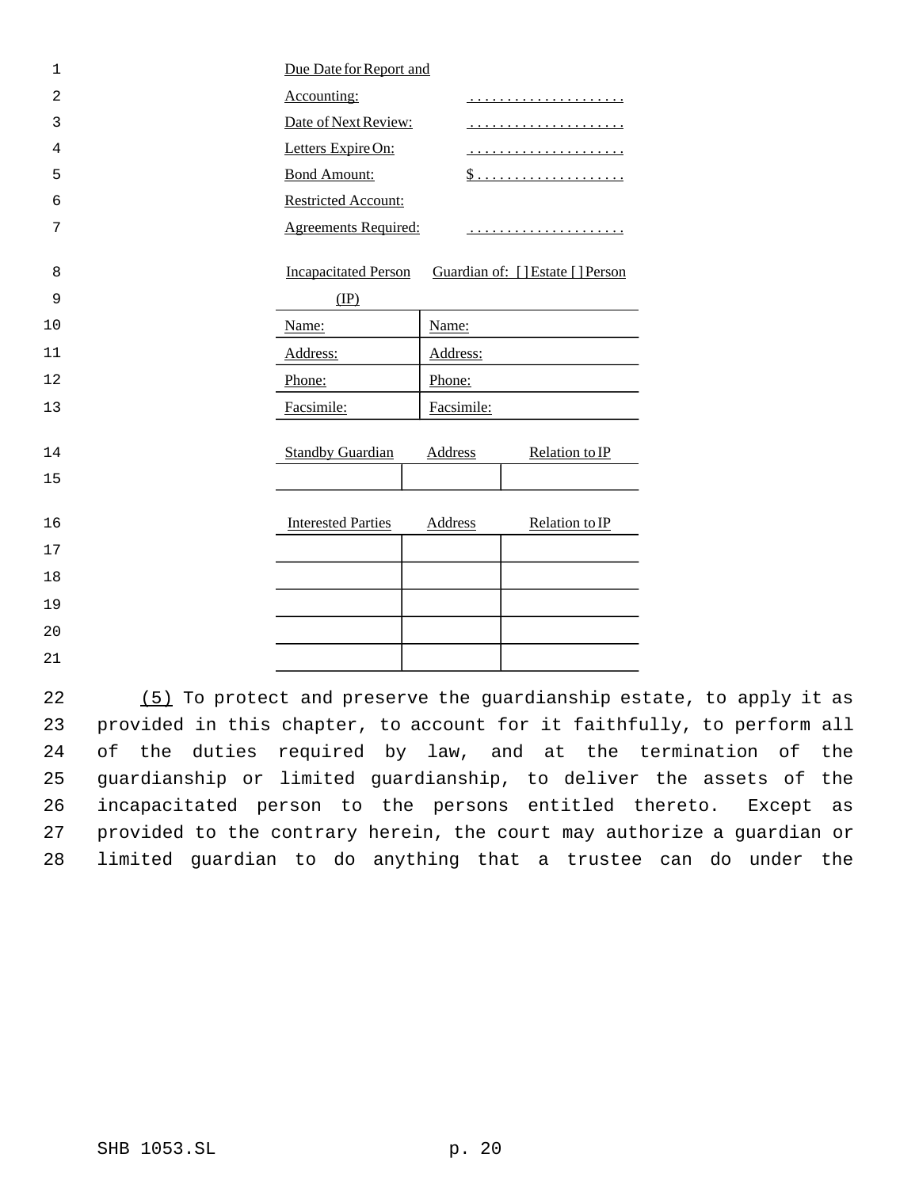Due Date for Report and Accounting: ....................

Date of Next Review: ....................

Letters Expire On: ....................

Bond Amount: $....................

Restricted Account:

Agreements Required: ....................

| Incapacitated Person (IP) | Guardian of: [ ] Estate [ ] Person |
|---|---|
| Name: | Name: |
| Address: | Address: |
| Phone: | Phone: |
| Facsimile: | Facsimile: |

| Standby Guardian | Address | Relation to IP |
|---|---|---|
| | | |

| Interested Parties | Address | Relation to IP |
|---|---|---|
| | | |
| | | |
| | | |
| | | |
| | | |

(5) To protect and preserve the guardianship estate, to apply it as provided in this chapter, to account for it faithfully, to perform all of the duties required by law, and at the termination of the guardianship or limited guardianship, to deliver the assets of the incapacitated person to the persons entitled thereto. Except as provided to the contrary herein, the court may authorize a guardian or limited guardian to do anything that a trustee can do under the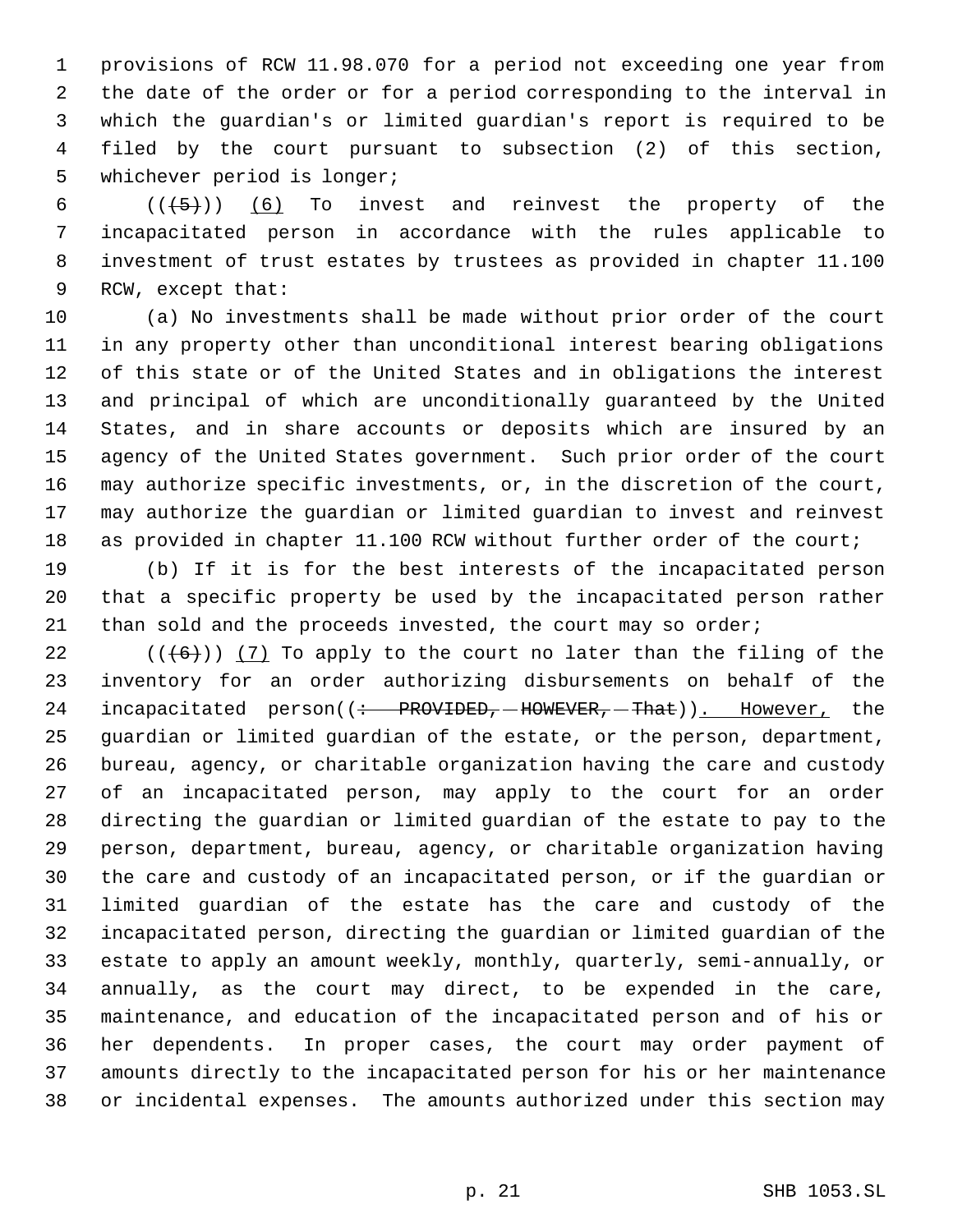provisions of RCW 11.98.070 for a period not exceeding one year from the date of the order or for a period corresponding to the interval in which the guardian's or limited guardian's report is required to be filed by the court pursuant to subsection (2) of this section, whichever period is longer;

((~~(5)~~)) (6) To invest and reinvest the property of the incapacitated person in accordance with the rules applicable to investment of trust estates by trustees as provided in chapter 11.100 RCW, except that:

(a) No investments shall be made without prior order of the court in any property other than unconditional interest bearing obligations of this state or of the United States and in obligations the interest and principal of which are unconditionally guaranteed by the United States, and in share accounts or deposits which are insured by an agency of the United States government. Such prior order of the court may authorize specific investments, or, in the discretion of the court, may authorize the guardian or limited guardian to invest and reinvest as provided in chapter 11.100 RCW without further order of the court;

(b) If it is for the best interests of the incapacitated person that a specific property be used by the incapacitated person rather than sold and the proceeds invested, the court may so order;

((~~(6)~~)) (7) To apply to the court no later than the filing of the inventory for an order authorizing disbursements on behalf of the incapacitated person((~~: PROVIDED, HOWEVER, That~~)). However, the guardian or limited guardian of the estate, or the person, department, bureau, agency, or charitable organization having the care and custody of an incapacitated person, may apply to the court for an order directing the guardian or limited guardian of the estate to pay to the person, department, bureau, agency, or charitable organization having the care and custody of an incapacitated person, or if the guardian or limited guardian of the estate has the care and custody of the incapacitated person, directing the guardian or limited guardian of the estate to apply an amount weekly, monthly, quarterly, semi-annually, or annually, as the court may direct, to be expended in the care, maintenance, and education of the incapacitated person and of his or her dependents. In proper cases, the court may order payment of amounts directly to the incapacitated person for his or her maintenance or incidental expenses. The amounts authorized under this section may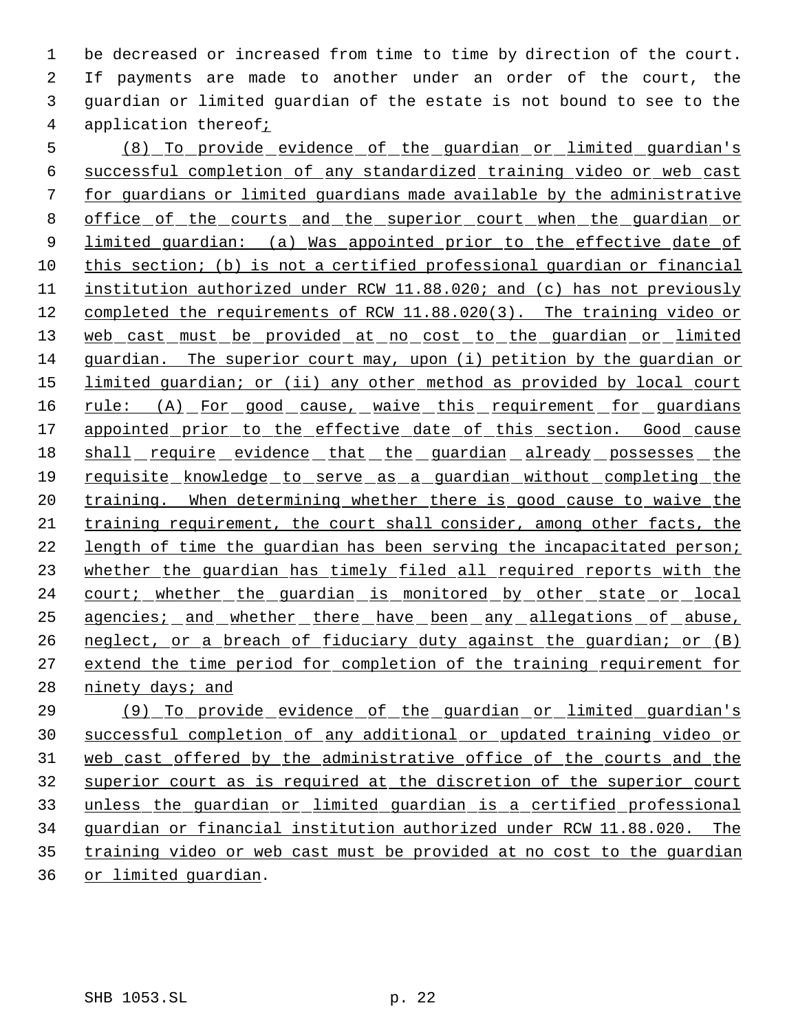be decreased or increased from time to time by direction of the court. If payments are made to another under an order of the court, the guardian or limited guardian of the estate is not bound to see to the application thereof;

(8) To provide evidence of the guardian or limited guardian's successful completion of any standardized training video or web cast for guardians or limited guardians made available by the administrative office of the courts and the superior court when the guardian or limited guardian: (a) Was appointed prior to the effective date of this section; (b) is not a certified professional guardian or financial institution authorized under RCW 11.88.020; and (c) has not previously completed the requirements of RCW 11.88.020(3). The training video or web cast must be provided at no cost to the guardian or limited guardian. The superior court may, upon (i) petition by the guardian or limited guardian; or (ii) any other method as provided by local court rule: (A) For good cause, waive this requirement for guardians appointed prior to the effective date of this section. Good cause shall require evidence that the guardian already possesses the requisite knowledge to serve as a guardian without completing the training. When determining whether there is good cause to waive the training requirement, the court shall consider, among other facts, the length of time the guardian has been serving the incapacitated person; whether the guardian has timely filed all required reports with the court; whether the guardian is monitored by other state or local agencies; and whether there have been any allegations of abuse, neglect, or a breach of fiduciary duty against the guardian; or (B) extend the time period for completion of the training requirement for ninety days; and

(9) To provide evidence of the guardian or limited guardian's successful completion of any additional or updated training video or web cast offered by the administrative office of the courts and the superior court as is required at the discretion of the superior court unless the guardian or limited guardian is a certified professional guardian or financial institution authorized under RCW 11.88.020. The training video or web cast must be provided at no cost to the guardian or limited guardian.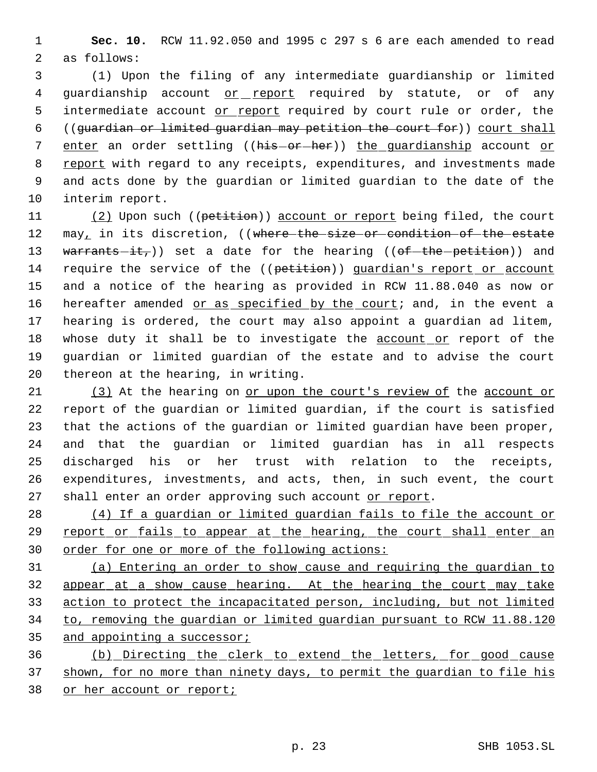**Sec. 10.** RCW 11.92.050 and 1995 c 297 s 6 are each amended to read as follows:

(1) Upon the filing of any intermediate guardianship or limited guardianship account or report required by statute, or of any intermediate account or report required by court rule or order, the ((~~guardian or limited guardian may petition the court for~~)) court shall enter an order settling ((~~his or her~~)) the guardianship account or report with regard to any receipts, expenditures, and investments made and acts done by the guardian or limited guardian to the date of the interim report.

(2) Upon such ((~~petition~~)) account or report being filed, the court may, in its discretion, ((~~where the size or condition of the estate warrants it,~~)) set a date for the hearing ((~~of the petition~~)) and require the service of the ((~~petition~~)) guardian's report or account and a notice of the hearing as provided in RCW 11.88.040 as now or hereafter amended or as specified by the court; and, in the event a hearing is ordered, the court may also appoint a guardian ad litem, whose duty it shall be to investigate the account or report of the guardian or limited guardian of the estate and to advise the court thereon at the hearing, in writing.

(3) At the hearing on or upon the court's review of the account or report of the guardian or limited guardian, if the court is satisfied that the actions of the guardian or limited guardian have been proper, and that the guardian or limited guardian has in all respects discharged his or her trust with relation to the receipts, expenditures, investments, and acts, then, in such event, the court shall enter an order approving such account or report.

(4) If a guardian or limited guardian fails to file the account or report or fails to appear at the hearing, the court shall enter an order for one or more of the following actions:

(a) Entering an order to show cause and requiring the guardian to appear at a show cause hearing. At the hearing the court may take action to protect the incapacitated person, including, but not limited to, removing the guardian or limited guardian pursuant to RCW 11.88.120 and appointing a successor;

(b) Directing the clerk to extend the letters, for good cause shown, for no more than ninety days, to permit the guardian to file his or her account or report;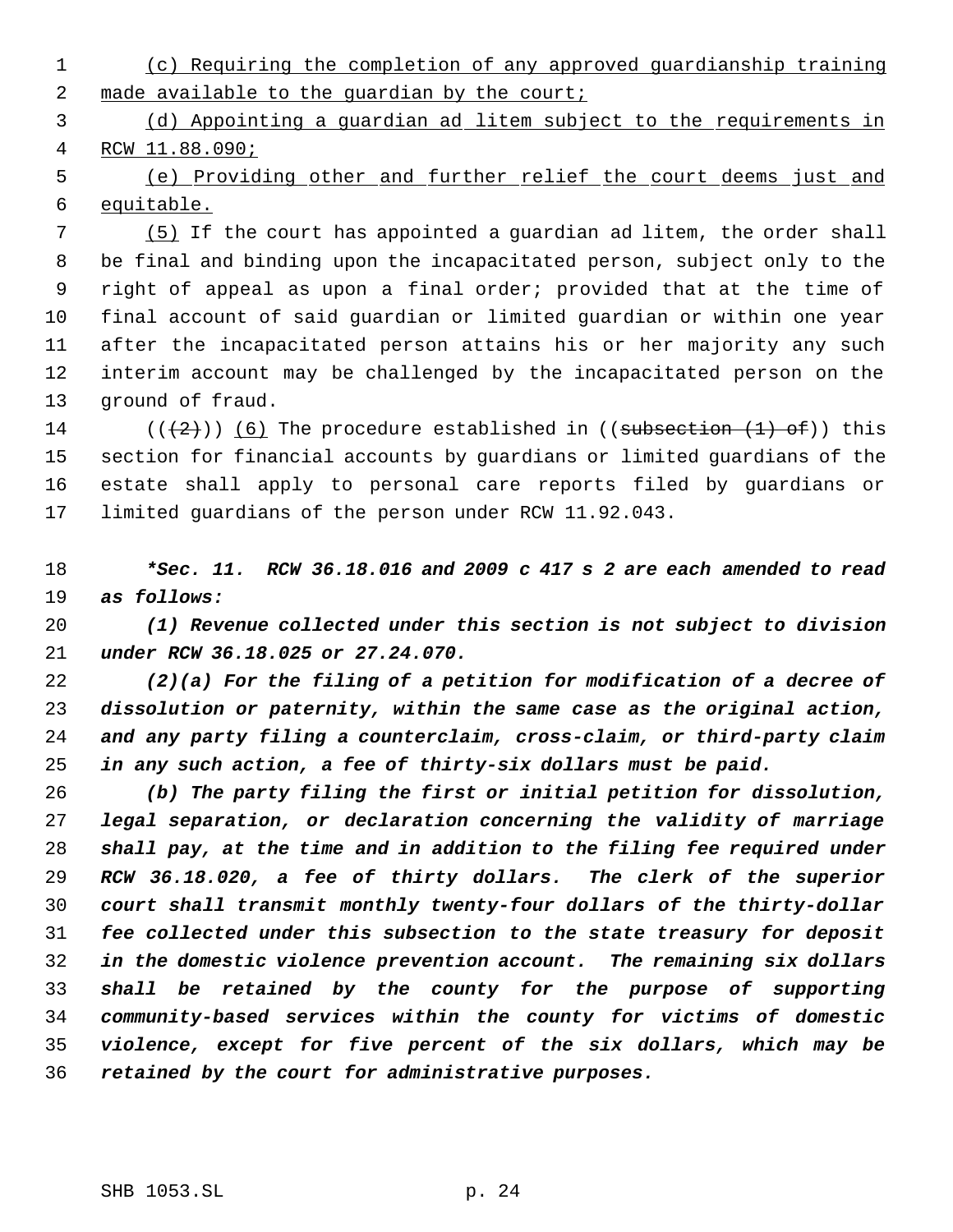(c) Requiring the completion of any approved guardianship training made available to the guardian by the court;

(d) Appointing a guardian ad litem subject to the requirements in RCW 11.88.090;

(e) Providing other and further relief the court deems just and equitable.

(5) If the court has appointed a guardian ad litem, the order shall be final and binding upon the incapacitated person, subject only to the right of appeal as upon a final order; provided that at the time of final account of said guardian or limited guardian or within one year after the incapacitated person attains his or her majority any such interim account may be challenged by the incapacitated person on the ground of fraud.

((~~(2)~~)) (6) The procedure established in ((~~subsection (1) of~~)) this section for financial accounts by guardians or limited guardians of the estate shall apply to personal care reports filed by guardians or limited guardians of the person under RCW 11.92.043.

***Sec. 11. RCW 36.18.016 and 2009 c 417 s 2 are each amended to read as follows:***

***(1) Revenue collected under this section is not subject to division under RCW 36.18.025 or 27.24.070.***

***(2)(a) For the filing of a petition for modification of a decree of dissolution or paternity, within the same case as the original action, and any party filing a counterclaim, cross-claim, or third-party claim in any such action, a fee of thirty-six dollars must be paid.***

***(b) The party filing the first or initial petition for dissolution, legal separation, or declaration concerning the validity of marriage shall pay, at the time and in addition to the filing fee required under RCW 36.18.020, a fee of thirty dollars. The clerk of the superior court shall transmit monthly twenty-four dollars of the thirty-dollar fee collected under this subsection to the state treasury for deposit in the domestic violence prevention account. The remaining six dollars shall be retained by the county for the purpose of supporting community-based services within the county for victims of domestic violence, except for five percent of the six dollars, which may be retained by the court for administrative purposes.***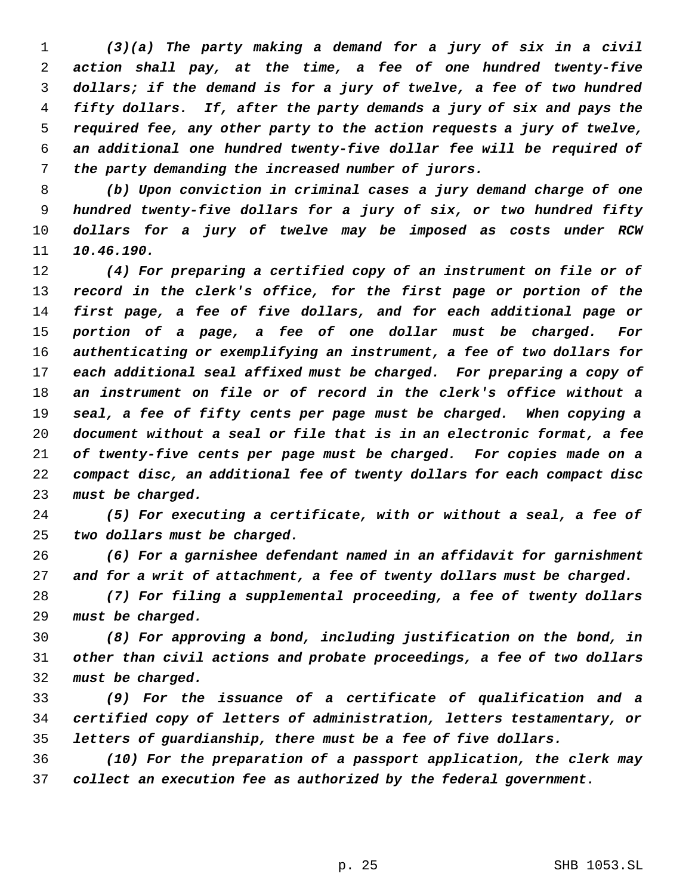*(3)(a) The party making a demand for a jury of six in a civil action shall pay, at the time, a fee of one hundred twenty-five dollars; if the demand is for a jury of twelve, a fee of two hundred fifty dollars. If, after the party demands a jury of six and pays the required fee, any other party to the action requests a jury of twelve, an additional one hundred twenty-five dollar fee will be required of the party demanding the increased number of jurors.*

*(b) Upon conviction in criminal cases a jury demand charge of one hundred twenty-five dollars for a jury of six, or two hundred fifty dollars for a jury of twelve may be imposed as costs under RCW 10.46.190.*

*(4) For preparing a certified copy of an instrument on file or of record in the clerk's office, for the first page or portion of the first page, a fee of five dollars, and for each additional page or portion of a page, a fee of one dollar must be charged. For authenticating or exemplifying an instrument, a fee of two dollars for each additional seal affixed must be charged. For preparing a copy of an instrument on file or of record in the clerk's office without a seal, a fee of fifty cents per page must be charged. When copying a document without a seal or file that is in an electronic format, a fee of twenty-five cents per page must be charged. For copies made on a compact disc, an additional fee of twenty dollars for each compact disc must be charged.*

*(5) For executing a certificate, with or without a seal, a fee of two dollars must be charged.*

*(6) For a garnishee defendant named in an affidavit for garnishment and for a writ of attachment, a fee of twenty dollars must be charged.*

*(7) For filing a supplemental proceeding, a fee of twenty dollars must be charged.*

*(8) For approving a bond, including justification on the bond, in other than civil actions and probate proceedings, a fee of two dollars must be charged.*

*(9) For the issuance of a certificate of qualification and a certified copy of letters of administration, letters testamentary, or letters of guardianship, there must be a fee of five dollars.*

*(10) For the preparation of a passport application, the clerk may collect an execution fee as authorized by the federal government.*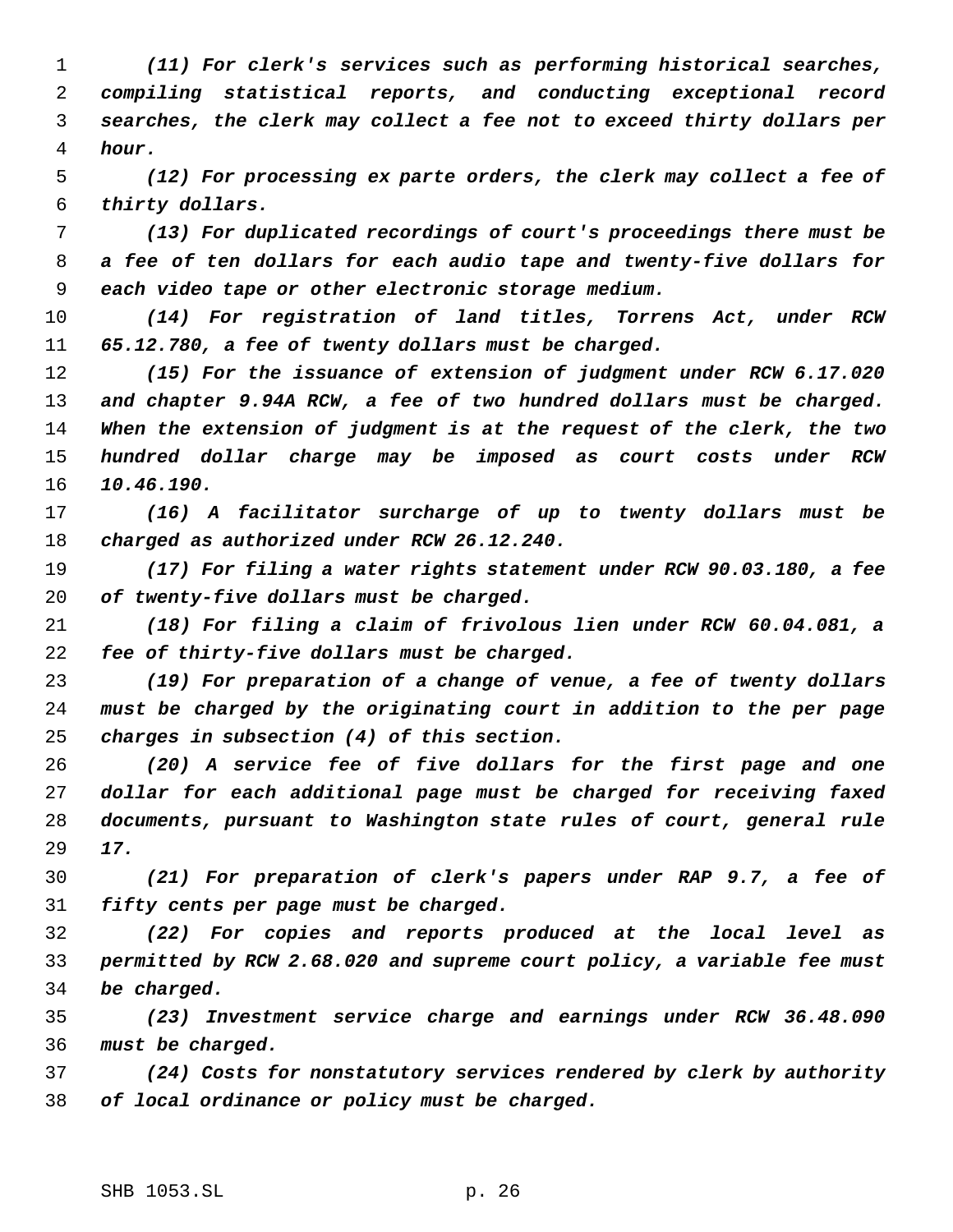*(11) For clerk's services such as performing historical searches, compiling statistical reports, and conducting exceptional record searches, the clerk may collect a fee not to exceed thirty dollars per hour.*

*(12) For processing ex parte orders, the clerk may collect a fee of thirty dollars.*

*(13) For duplicated recordings of court's proceedings there must be a fee of ten dollars for each audio tape and twenty-five dollars for each video tape or other electronic storage medium.*

*(14) For registration of land titles, Torrens Act, under RCW 65.12.780, a fee of twenty dollars must be charged.*

*(15) For the issuance of extension of judgment under RCW 6.17.020 and chapter 9.94A RCW, a fee of two hundred dollars must be charged. When the extension of judgment is at the request of the clerk, the two hundred dollar charge may be imposed as court costs under RCW 10.46.190.*

*(16) A facilitator surcharge of up to twenty dollars must be charged as authorized under RCW 26.12.240.*

*(17) For filing a water rights statement under RCW 90.03.180, a fee of twenty-five dollars must be charged.*

*(18) For filing a claim of frivolous lien under RCW 60.04.081, a fee of thirty-five dollars must be charged.*

*(19) For preparation of a change of venue, a fee of twenty dollars must be charged by the originating court in addition to the per page charges in subsection (4) of this section.*

*(20) A service fee of five dollars for the first page and one dollar for each additional page must be charged for receiving faxed documents, pursuant to Washington state rules of court, general rule 17.*

*(21) For preparation of clerk's papers under RAP 9.7, a fee of fifty cents per page must be charged.*

*(22) For copies and reports produced at the local level as permitted by RCW 2.68.020 and supreme court policy, a variable fee must be charged.*

*(23) Investment service charge and earnings under RCW 36.48.090 must be charged.*

*(24) Costs for nonstatutory services rendered by clerk by authority of local ordinance or policy must be charged.*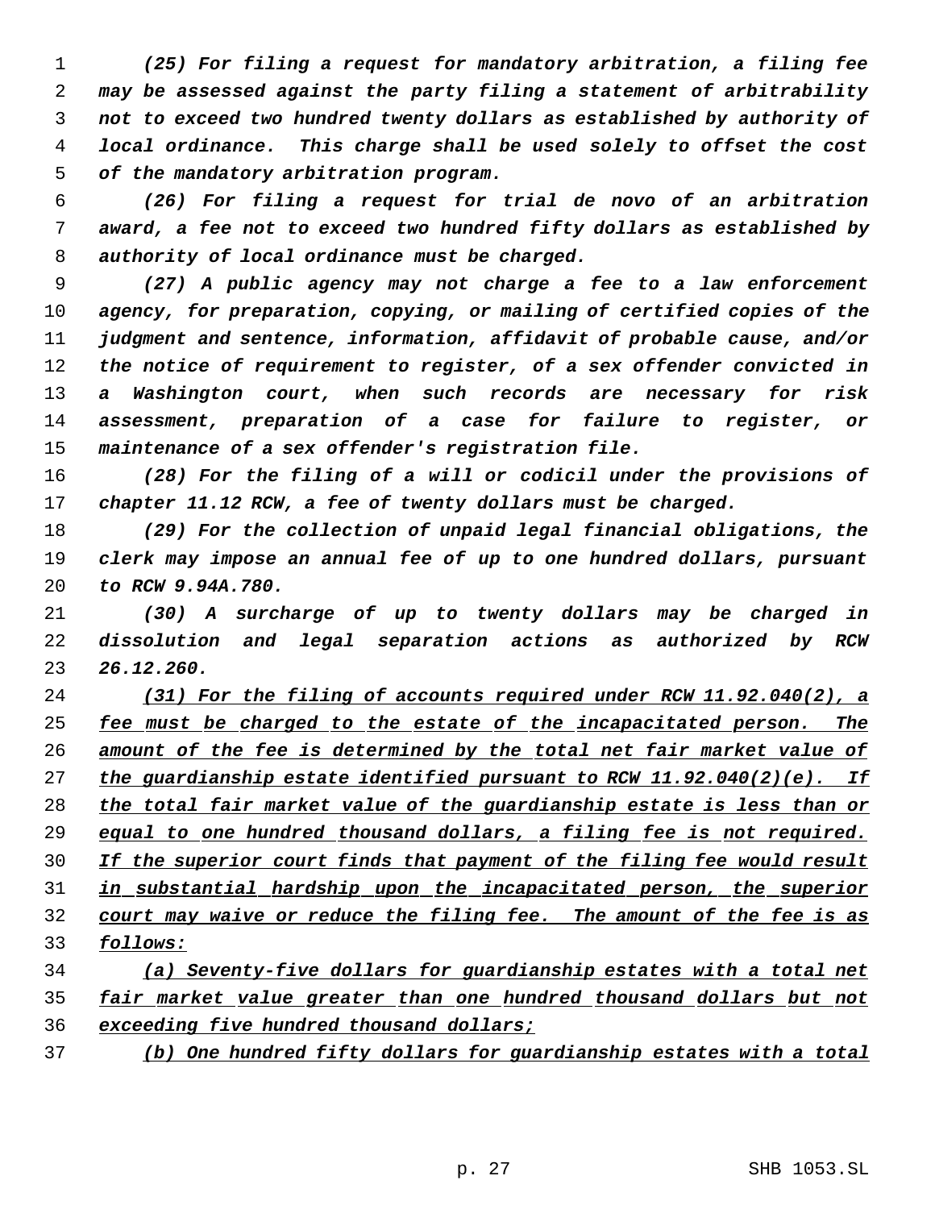(25) For filing a request for mandatory arbitration, a filing fee may be assessed against the party filing a statement of arbitrability not to exceed two hundred twenty dollars as established by authority of local ordinance. This charge shall be used solely to offset the cost of the mandatory arbitration program.

(26) For filing a request for trial de novo of an arbitration award, a fee not to exceed two hundred fifty dollars as established by authority of local ordinance must be charged.

(27) A public agency may not charge a fee to a law enforcement agency, for preparation, copying, or mailing of certified copies of the judgment and sentence, information, affidavit of probable cause, and/or the notice of requirement to register, of a sex offender convicted in a Washington court, when such records are necessary for risk assessment, preparation of a case for failure to register, or maintenance of a sex offender's registration file.

(28) For the filing of a will or codicil under the provisions of chapter 11.12 RCW, a fee of twenty dollars must be charged.

(29) For the collection of unpaid legal financial obligations, the clerk may impose an annual fee of up to one hundred dollars, pursuant to RCW 9.94A.780.

(30) A surcharge of up to twenty dollars may be charged in dissolution and legal separation actions as authorized by RCW 26.12.260.

<u>(31) For the filing of accounts required under RCW 11.92.040(2), a fee must be charged to the estate of the incapacitated person. The amount of the fee is determined by the total net fair market value of the guardianship estate identified pursuant to RCW 11.92.040(2)(e). If the total fair market value of the guardianship estate is less than or equal to one hundred thousand dollars, a filing fee is not required. If the superior court finds that payment of the filing fee would result in substantial hardship upon the incapacitated person, the superior court may waive or reduce the filing fee. The amount of the fee is as follows:</u>

<u>(a) Seventy-five dollars for guardianship estates with a total net fair market value greater than one hundred thousand dollars but not exceeding five hundred thousand dollars;</u>

<u>(b) One hundred fifty dollars for guardianship estates with a total</u>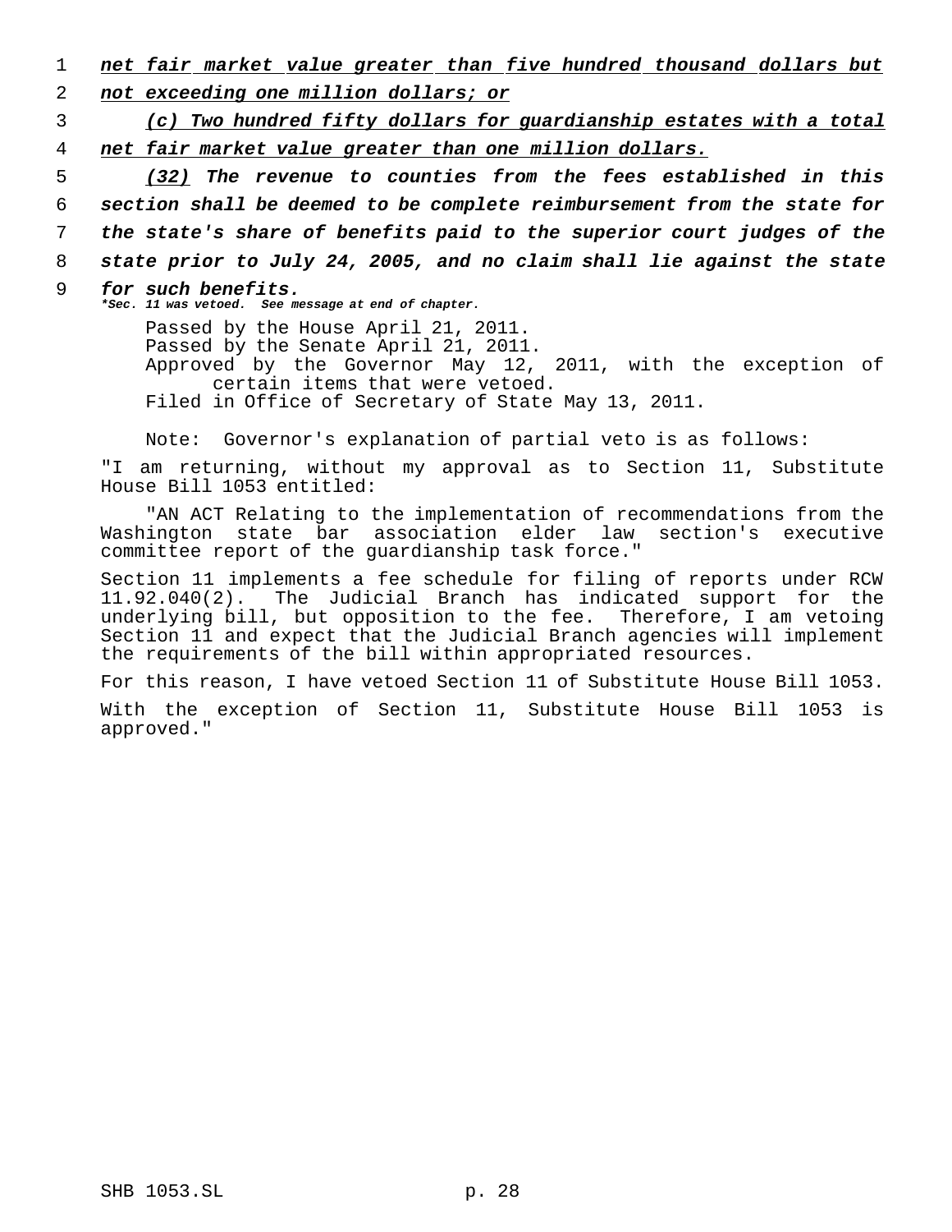*net fair market value greater than five hundred thousand dollars but not exceeding one million dollars; or*

*(c) Two hundred fifty dollars for guardianship estates with a total net fair market value greater than one million dollars.*

***(32)*** ***The revenue to counties from the fees established in this section shall be deemed to be complete reimbursement from the state for the state's share of benefits paid to the superior court judges of the state prior to July 24, 2005, and no claim shall lie against the state for such benefits.***

****Sec. 11 was vetoed. See message at end of chapter.***

Passed by the House April 21, 2011.
Passed by the Senate April 21, 2011.
Approved by the Governor May 12, 2011, with the exception of certain items that were vetoed.
Filed in Office of Secretary of State May 13, 2011.

Note: Governor's explanation of partial veto is as follows:

"I am returning, without my approval as to Section 11, Substitute House Bill 1053 entitled:

"AN ACT Relating to the implementation of recommendations from the Washington state bar association elder law section's executive committee report of the guardianship task force."

Section 11 implements a fee schedule for filing of reports under RCW 11.92.040(2). The Judicial Branch has indicated support for the underlying bill, but opposition to the fee. Therefore, I am vetoing Section 11 and expect that the Judicial Branch agencies will implement the requirements of the bill within appropriated resources.

For this reason, I have vetoed Section 11 of Substitute House Bill 1053.

With the exception of Section 11, Substitute House Bill 1053 is approved."